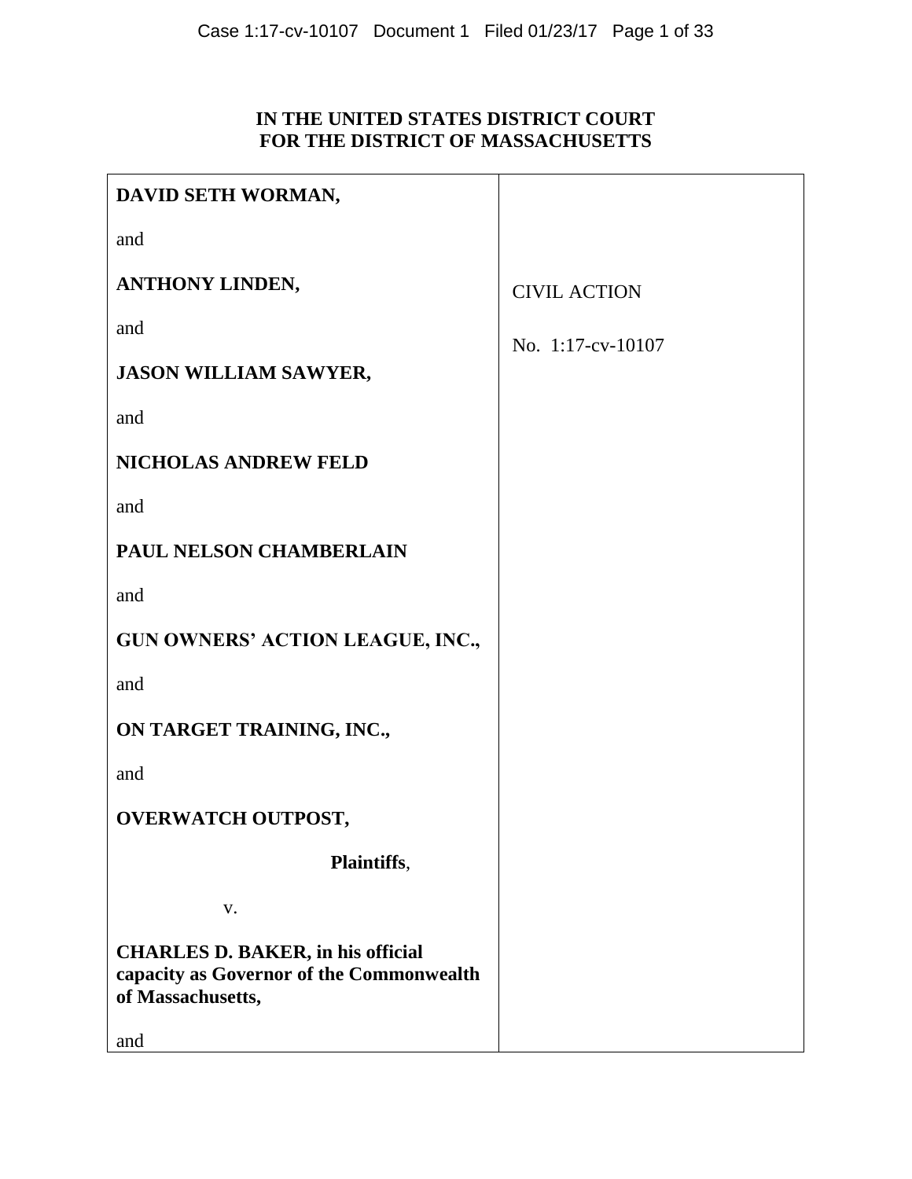**IN THE UNITED STATES DISTRICT COURT**
**FOR THE DISTRICT OF MASSACHUSETTS**

| | |
|---|---|
| **DAVID SETH WORMAN,**<br><br>and<br><br>**ANTHONY LINDEN,**<br><br>and<br><br>**JASON WILLIAM SAWYER,**<br><br>and<br><br>**NICHOLAS ANDREW FELD**<br><br>and<br><br>**PAUL NELSON CHAMBERLAIN**<br><br>and<br><br>**GUN OWNERS' ACTION LEAGUE, INC.,**<br><br>and<br><br>**ON TARGET TRAINING, INC.,**<br><br>and<br><br>**OVERWATCH OUTPOST,**<br><br>**Plaintiffs**,<br><br>v.<br><br>**CHARLES D. BAKER, in his official capacity as Governor of the Commonwealth of Massachusetts,**<br><br>and | CIVIL ACTION<br><br>No. 1:17-cv-10107 |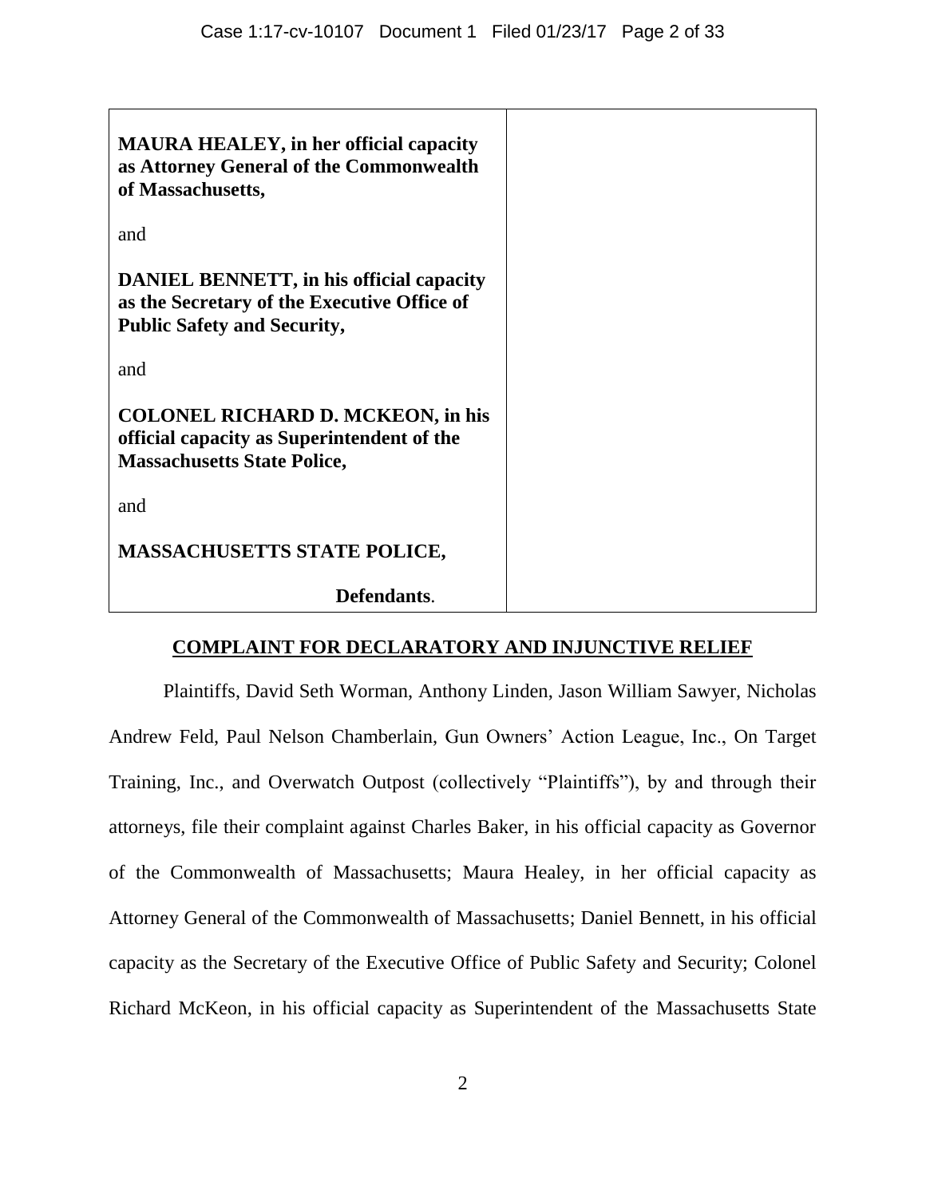| | |
|---|---|
| **MAURA HEALEY, in her official capacity as Attorney General of the Commonwealth of Massachusetts,**<br><br>and<br><br>**DANIEL BENNETT, in his official capacity as the Secretary of the Executive Office of Public Safety and Security,**<br><br>and<br><br>**COLONEL RICHARD D. MCKEON, in his official capacity as Superintendent of the Massachusetts State Police,**<br><br>and<br><br>**MASSACHUSETTS STATE POLICE,**<br><br>**Defendants**. | |

## COMPLAINT FOR DECLARATORY AND INJUNCTIVE RELIEF

Plaintiffs, David Seth Worman, Anthony Linden, Jason William Sawyer, Nicholas Andrew Feld, Paul Nelson Chamberlain, Gun Owners' Action League, Inc., On Target Training, Inc., and Overwatch Outpost (collectively "Plaintiffs"), by and through their attorneys, file their complaint against Charles Baker, in his official capacity as Governor of the Commonwealth of Massachusetts; Maura Healey, in her official capacity as Attorney General of the Commonwealth of Massachusetts; Daniel Bennett, in his official capacity as the Secretary of the Executive Office of Public Safety and Security; Colonel Richard McKeon, in his official capacity as Superintendent of the Massachusetts State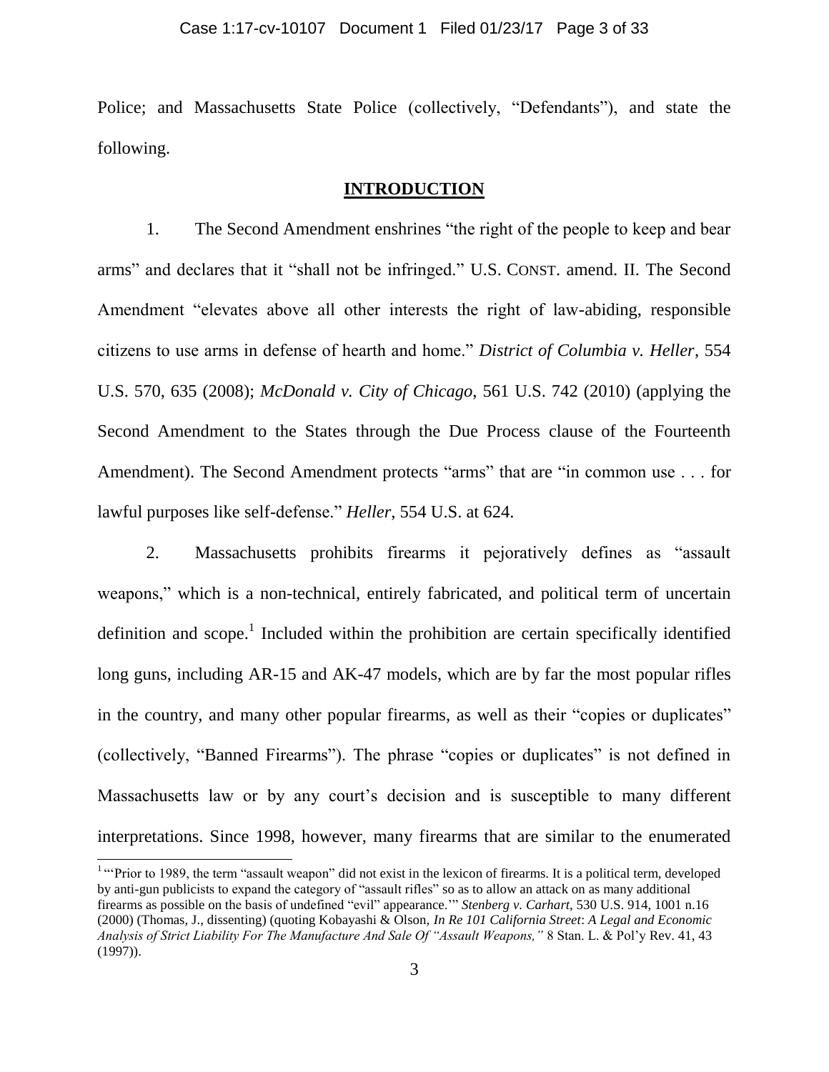Police; and Massachusetts State Police (collectively, "Defendants"), and state the following.

## INTRODUCTION

1. The Second Amendment enshrines "the right of the people to keep and bear arms" and declares that it "shall not be infringed." U.S. CONST. amend. II. The Second Amendment "elevates above all other interests the right of law-abiding, responsible citizens to use arms in defense of hearth and home." *District of Columbia v. Heller*, 554 U.S. 570, 635 (2008); *McDonald v. City of Chicago*, 561 U.S. 742 (2010) (applying the Second Amendment to the States through the Due Process clause of the Fourteenth Amendment). The Second Amendment protects "arms" that are "in common use . . . for lawful purposes like self-defense." *Heller*, 554 U.S. at 624.

2. Massachusetts prohibits firearms it pejoratively defines as "assault weapons," which is a non-technical, entirely fabricated, and political term of uncertain definition and scope.[1] Included within the prohibition are certain specifically identified long guns, including AR-15 and AK-47 models, which are by far the most popular rifles in the country, and many other popular firearms, as well as their "copies or duplicates" (collectively, "Banned Firearms"). The phrase "copies or duplicates" is not defined in Massachusetts law or by any court's decision and is susceptible to many different interpretations. Since 1998, however, many firearms that are similar to the enumerated

[1] "'Prior to 1989, the term "assault weapon" did not exist in the lexicon of firearms. It is a political term, developed by anti-gun publicists to expand the category of "assault rifles" so as to allow an attack on as many additional firearms as possible on the basis of undefined "evil" appearance.'" *Stenberg v. Carhart*, 530 U.S. 914, 1001 n.16 (2000) (Thomas, J., dissenting) (quoting Kobayashi & Olson, *In Re 101 California Street*: *A Legal and Economic Analysis of Strict Liability For The Manufacture And Sale Of "Assault Weapons,"* 8 Stan. L. & Pol'y Rev. 41, 43 (1997)).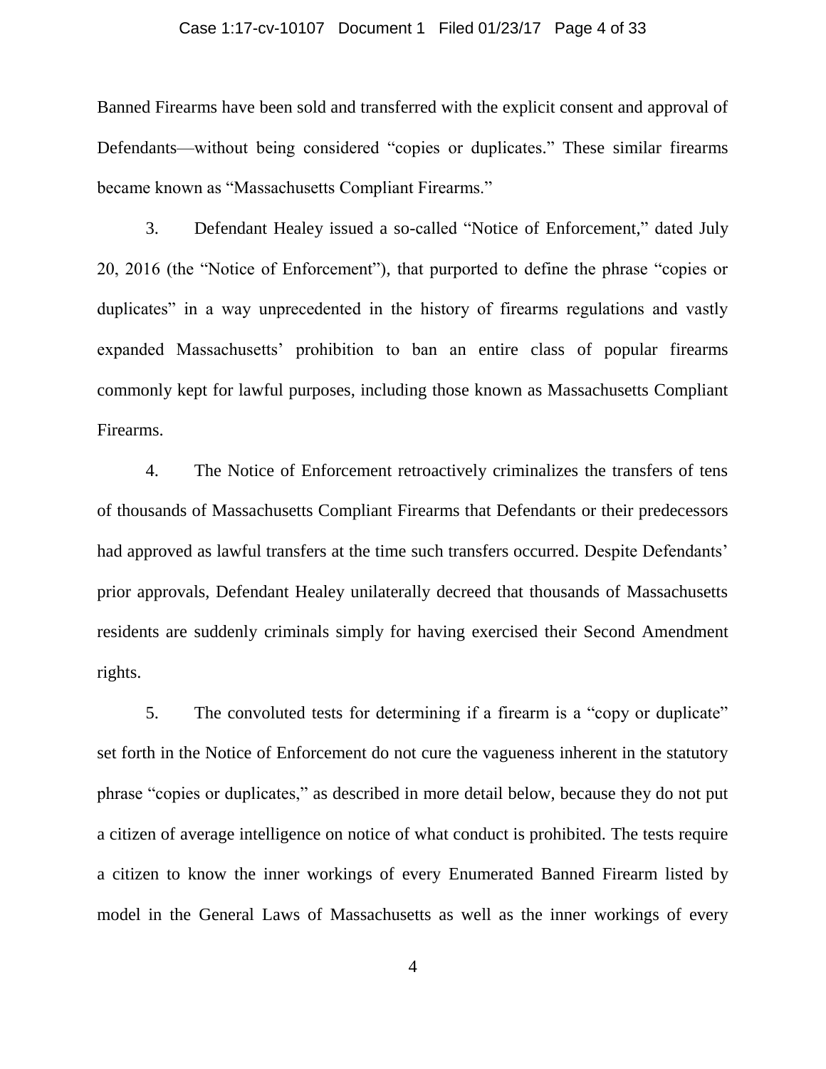Banned Firearms have been sold and transferred with the explicit consent and approval of Defendants—without being considered "copies or duplicates." These similar firearms became known as "Massachusetts Compliant Firearms."

3. Defendant Healey issued a so-called "Notice of Enforcement," dated July 20, 2016 (the "Notice of Enforcement"), that purported to define the phrase "copies or duplicates" in a way unprecedented in the history of firearms regulations and vastly expanded Massachusetts' prohibition to ban an entire class of popular firearms commonly kept for lawful purposes, including those known as Massachusetts Compliant Firearms.

4. The Notice of Enforcement retroactively criminalizes the transfers of tens of thousands of Massachusetts Compliant Firearms that Defendants or their predecessors had approved as lawful transfers at the time such transfers occurred. Despite Defendants' prior approvals, Defendant Healey unilaterally decreed that thousands of Massachusetts residents are suddenly criminals simply for having exercised their Second Amendment rights.

5. The convoluted tests for determining if a firearm is a "copy or duplicate" set forth in the Notice of Enforcement do not cure the vagueness inherent in the statutory phrase "copies or duplicates," as described in more detail below, because they do not put a citizen of average intelligence on notice of what conduct is prohibited. The tests require a citizen to know the inner workings of every Enumerated Banned Firearm listed by model in the General Laws of Massachusetts as well as the inner workings of every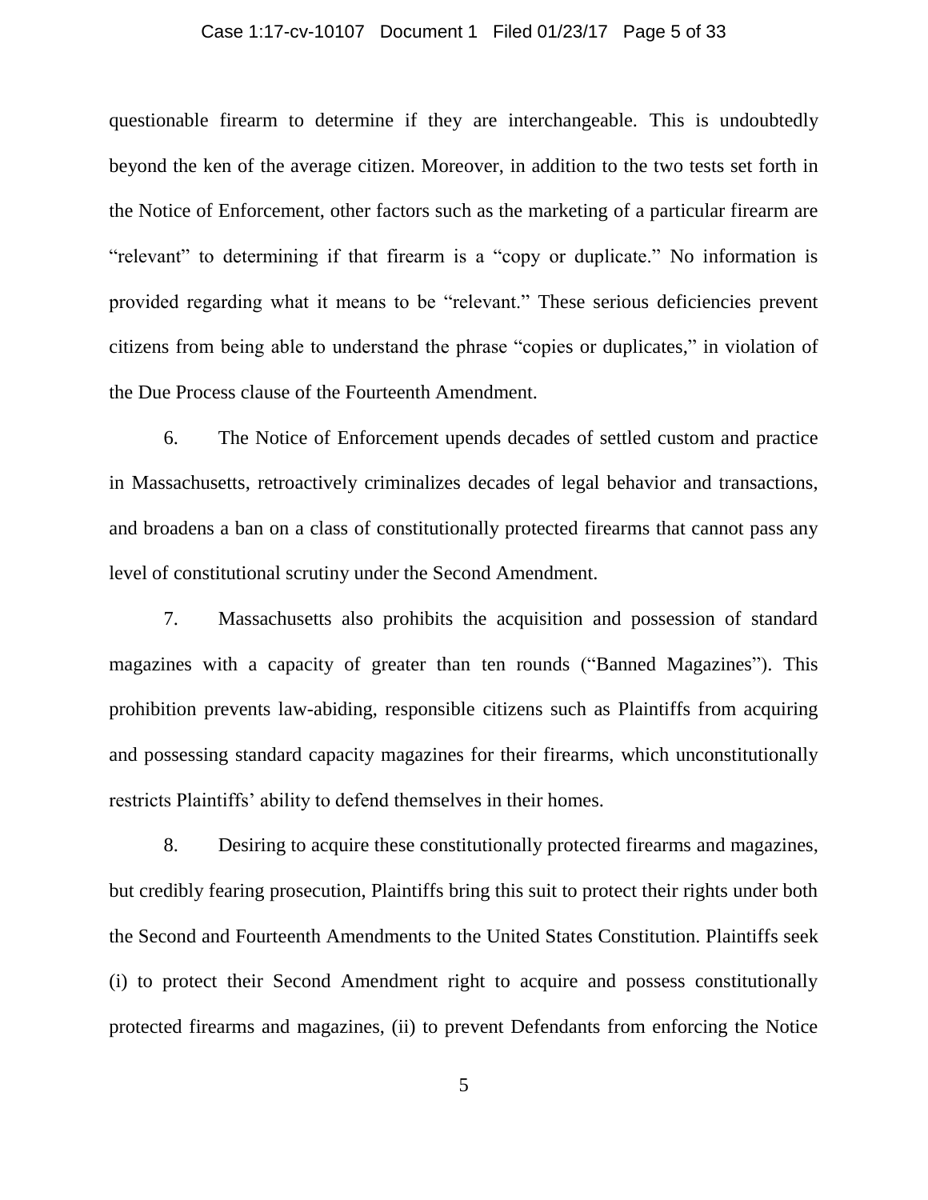questionable firearm to determine if they are interchangeable. This is undoubtedly beyond the ken of the average citizen. Moreover, in addition to the two tests set forth in the Notice of Enforcement, other factors such as the marketing of a particular firearm are "relevant" to determining if that firearm is a "copy or duplicate." No information is provided regarding what it means to be "relevant." These serious deficiencies prevent citizens from being able to understand the phrase "copies or duplicates," in violation of the Due Process clause of the Fourteenth Amendment.

6. The Notice of Enforcement upends decades of settled custom and practice in Massachusetts, retroactively criminalizes decades of legal behavior and transactions, and broadens a ban on a class of constitutionally protected firearms that cannot pass any level of constitutional scrutiny under the Second Amendment.

7. Massachusetts also prohibits the acquisition and possession of standard magazines with a capacity of greater than ten rounds ("Banned Magazines"). This prohibition prevents law-abiding, responsible citizens such as Plaintiffs from acquiring and possessing standard capacity magazines for their firearms, which unconstitutionally restricts Plaintiffs' ability to defend themselves in their homes.

8. Desiring to acquire these constitutionally protected firearms and magazines, but credibly fearing prosecution, Plaintiffs bring this suit to protect their rights under both the Second and Fourteenth Amendments to the United States Constitution. Plaintiffs seek (i) to protect their Second Amendment right to acquire and possess constitutionally protected firearms and magazines, (ii) to prevent Defendants from enforcing the Notice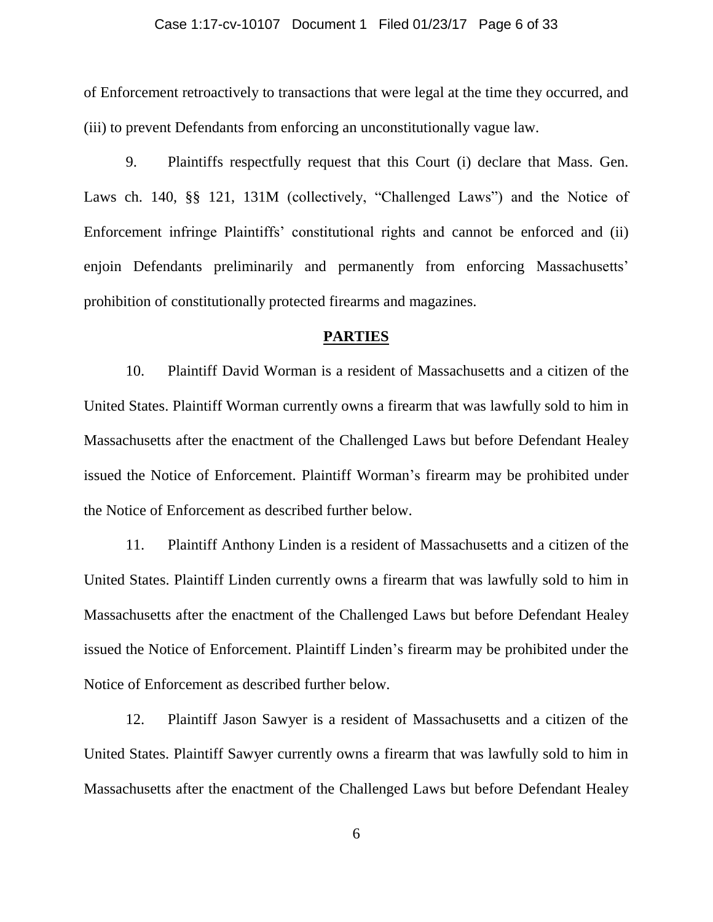of Enforcement retroactively to transactions that were legal at the time they occurred, and (iii) to prevent Defendants from enforcing an unconstitutionally vague law.

9. Plaintiffs respectfully request that this Court (i) declare that Mass. Gen. Laws ch. 140, §§ 121, 131M (collectively, "Challenged Laws") and the Notice of Enforcement infringe Plaintiffs' constitutional rights and cannot be enforced and (ii) enjoin Defendants preliminarily and permanently from enforcing Massachusetts' prohibition of constitutionally protected firearms and magazines.

## PARTIES

10. Plaintiff David Worman is a resident of Massachusetts and a citizen of the United States. Plaintiff Worman currently owns a firearm that was lawfully sold to him in Massachusetts after the enactment of the Challenged Laws but before Defendant Healey issued the Notice of Enforcement. Plaintiff Worman's firearm may be prohibited under the Notice of Enforcement as described further below.

11. Plaintiff Anthony Linden is a resident of Massachusetts and a citizen of the United States. Plaintiff Linden currently owns a firearm that was lawfully sold to him in Massachusetts after the enactment of the Challenged Laws but before Defendant Healey issued the Notice of Enforcement. Plaintiff Linden's firearm may be prohibited under the Notice of Enforcement as described further below.

12. Plaintiff Jason Sawyer is a resident of Massachusetts and a citizen of the United States. Plaintiff Sawyer currently owns a firearm that was lawfully sold to him in Massachusetts after the enactment of the Challenged Laws but before Defendant Healey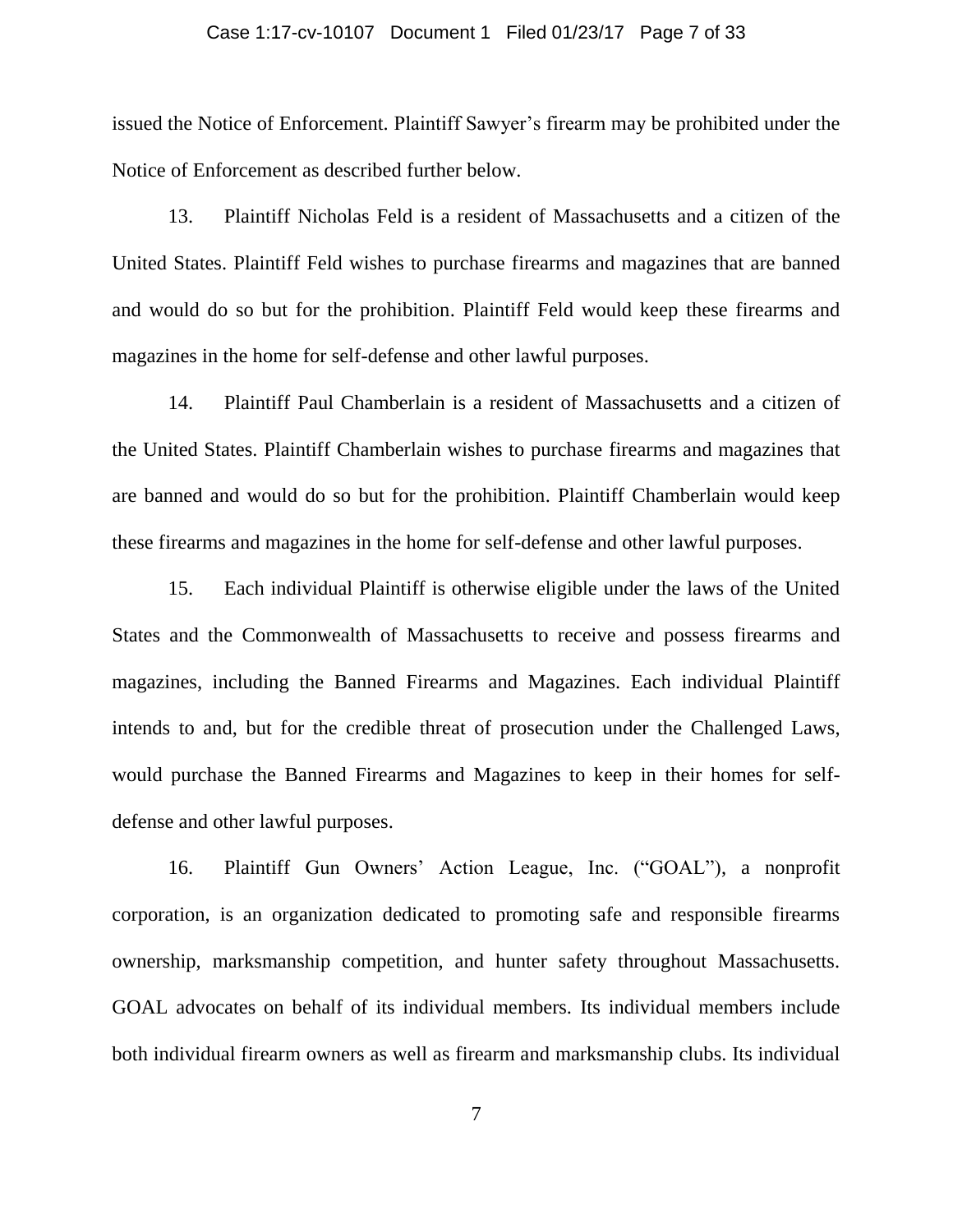issued the Notice of Enforcement. Plaintiff Sawyer's firearm may be prohibited under the Notice of Enforcement as described further below.

13. Plaintiff Nicholas Feld is a resident of Massachusetts and a citizen of the United States. Plaintiff Feld wishes to purchase firearms and magazines that are banned and would do so but for the prohibition. Plaintiff Feld would keep these firearms and magazines in the home for self-defense and other lawful purposes.

14. Plaintiff Paul Chamberlain is a resident of Massachusetts and a citizen of the United States. Plaintiff Chamberlain wishes to purchase firearms and magazines that are banned and would do so but for the prohibition. Plaintiff Chamberlain would keep these firearms and magazines in the home for self-defense and other lawful purposes.

15. Each individual Plaintiff is otherwise eligible under the laws of the United States and the Commonwealth of Massachusetts to receive and possess firearms and magazines, including the Banned Firearms and Magazines. Each individual Plaintiff intends to and, but for the credible threat of prosecution under the Challenged Laws, would purchase the Banned Firearms and Magazines to keep in their homes for self-defense and other lawful purposes.

16. Plaintiff Gun Owners' Action League, Inc. ("GOAL"), a nonprofit corporation, is an organization dedicated to promoting safe and responsible firearms ownership, marksmanship competition, and hunter safety throughout Massachusetts. GOAL advocates on behalf of its individual members. Its individual members include both individual firearm owners as well as firearm and marksmanship clubs. Its individual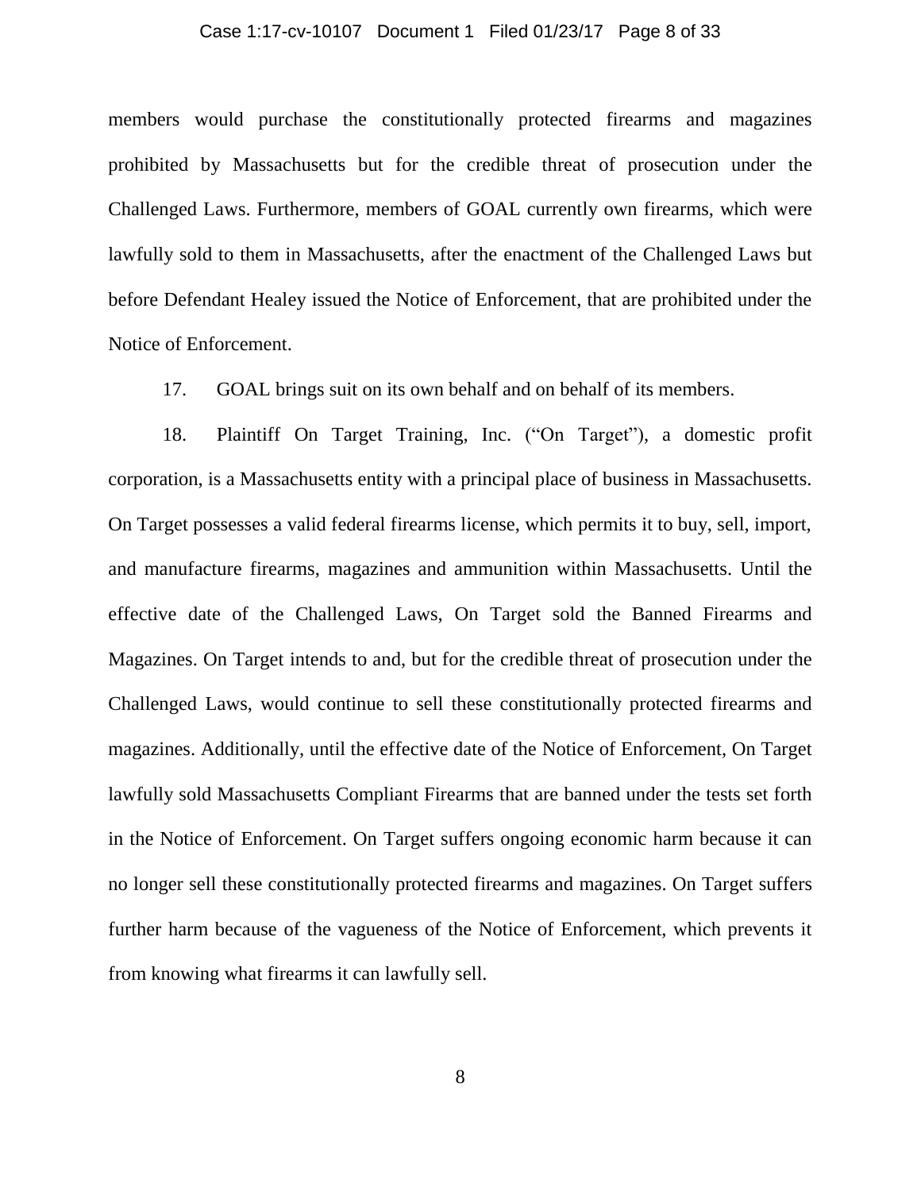members would purchase the constitutionally protected firearms and magazines prohibited by Massachusetts but for the credible threat of prosecution under the Challenged Laws. Furthermore, members of GOAL currently own firearms, which were lawfully sold to them in Massachusetts, after the enactment of the Challenged Laws but before Defendant Healey issued the Notice of Enforcement, that are prohibited under the Notice of Enforcement.

17. GOAL brings suit on its own behalf and on behalf of its members.

18. Plaintiff On Target Training, Inc. ("On Target"), a domestic profit corporation, is a Massachusetts entity with a principal place of business in Massachusetts. On Target possesses a valid federal firearms license, which permits it to buy, sell, import, and manufacture firearms, magazines and ammunition within Massachusetts. Until the effective date of the Challenged Laws, On Target sold the Banned Firearms and Magazines. On Target intends to and, but for the credible threat of prosecution under the Challenged Laws, would continue to sell these constitutionally protected firearms and magazines. Additionally, until the effective date of the Notice of Enforcement, On Target lawfully sold Massachusetts Compliant Firearms that are banned under the tests set forth in the Notice of Enforcement. On Target suffers ongoing economic harm because it can no longer sell these constitutionally protected firearms and magazines. On Target suffers further harm because of the vagueness of the Notice of Enforcement, which prevents it from knowing what firearms it can lawfully sell.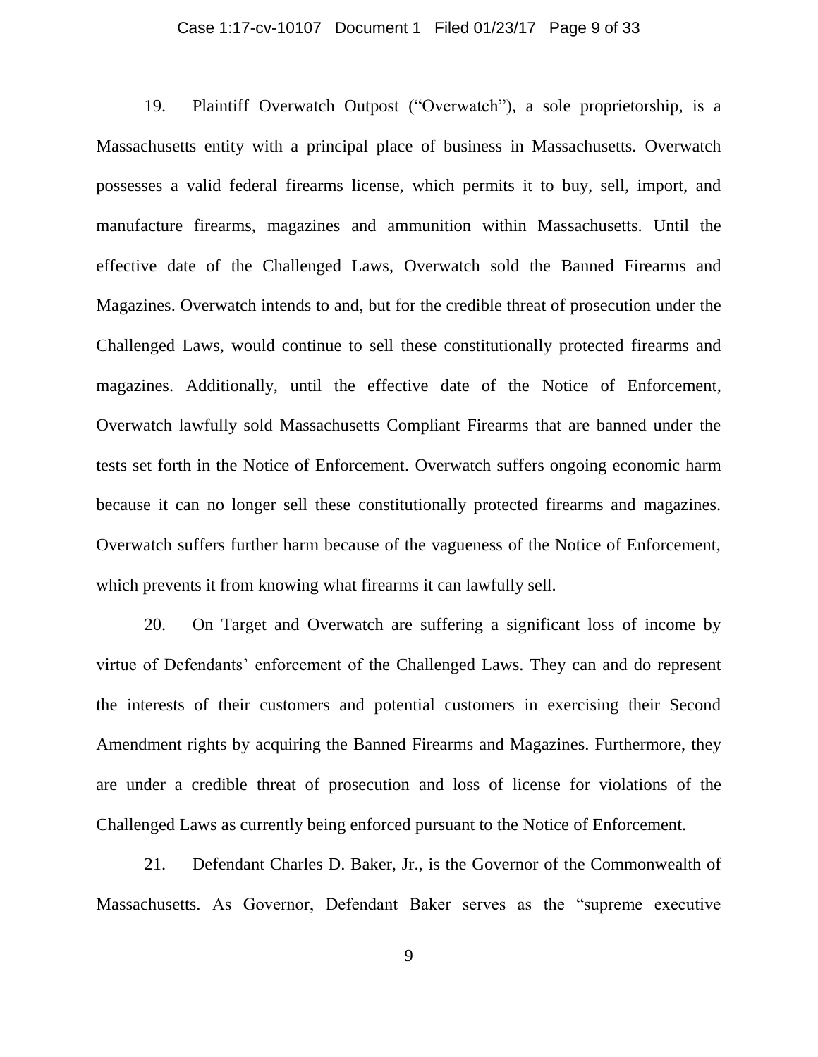19. Plaintiff Overwatch Outpost ("Overwatch"), a sole proprietorship, is a Massachusetts entity with a principal place of business in Massachusetts. Overwatch possesses a valid federal firearms license, which permits it to buy, sell, import, and manufacture firearms, magazines and ammunition within Massachusetts. Until the effective date of the Challenged Laws, Overwatch sold the Banned Firearms and Magazines. Overwatch intends to and, but for the credible threat of prosecution under the Challenged Laws, would continue to sell these constitutionally protected firearms and magazines. Additionally, until the effective date of the Notice of Enforcement, Overwatch lawfully sold Massachusetts Compliant Firearms that are banned under the tests set forth in the Notice of Enforcement. Overwatch suffers ongoing economic harm because it can no longer sell these constitutionally protected firearms and magazines. Overwatch suffers further harm because of the vagueness of the Notice of Enforcement, which prevents it from knowing what firearms it can lawfully sell.

20. On Target and Overwatch are suffering a significant loss of income by virtue of Defendants' enforcement of the Challenged Laws. They can and do represent the interests of their customers and potential customers in exercising their Second Amendment rights by acquiring the Banned Firearms and Magazines. Furthermore, they are under a credible threat of prosecution and loss of license for violations of the Challenged Laws as currently being enforced pursuant to the Notice of Enforcement.

21. Defendant Charles D. Baker, Jr., is the Governor of the Commonwealth of Massachusetts. As Governor, Defendant Baker serves as the "supreme executive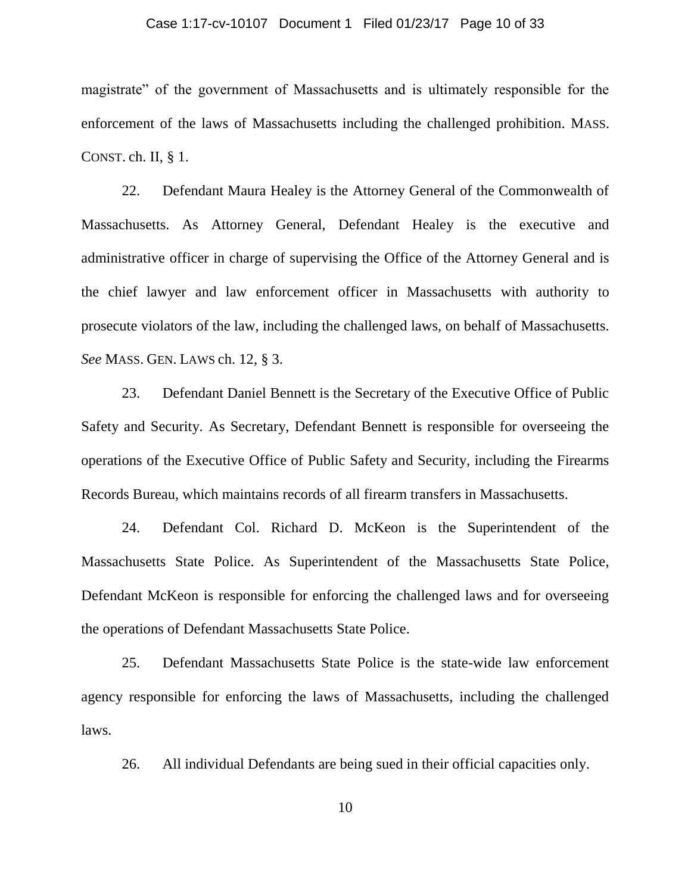magistrate" of the government of Massachusetts and is ultimately responsible for the enforcement of the laws of Massachusetts including the challenged prohibition. MASS. CONST. ch. II, § 1.

22. Defendant Maura Healey is the Attorney General of the Commonwealth of Massachusetts. As Attorney General, Defendant Healey is the executive and administrative officer in charge of supervising the Office of the Attorney General and is the chief lawyer and law enforcement officer in Massachusetts with authority to prosecute violators of the law, including the challenged laws, on behalf of Massachusetts. *See* MASS. GEN. LAWS ch. 12, § 3.

23. Defendant Daniel Bennett is the Secretary of the Executive Office of Public Safety and Security. As Secretary, Defendant Bennett is responsible for overseeing the operations of the Executive Office of Public Safety and Security, including the Firearms Records Bureau, which maintains records of all firearm transfers in Massachusetts.

24. Defendant Col. Richard D. McKeon is the Superintendent of the Massachusetts State Police. As Superintendent of the Massachusetts State Police, Defendant McKeon is responsible for enforcing the challenged laws and for overseeing the operations of Defendant Massachusetts State Police.

25. Defendant Massachusetts State Police is the state-wide law enforcement agency responsible for enforcing the laws of Massachusetts, including the challenged laws.

26. All individual Defendants are being sued in their official capacities only.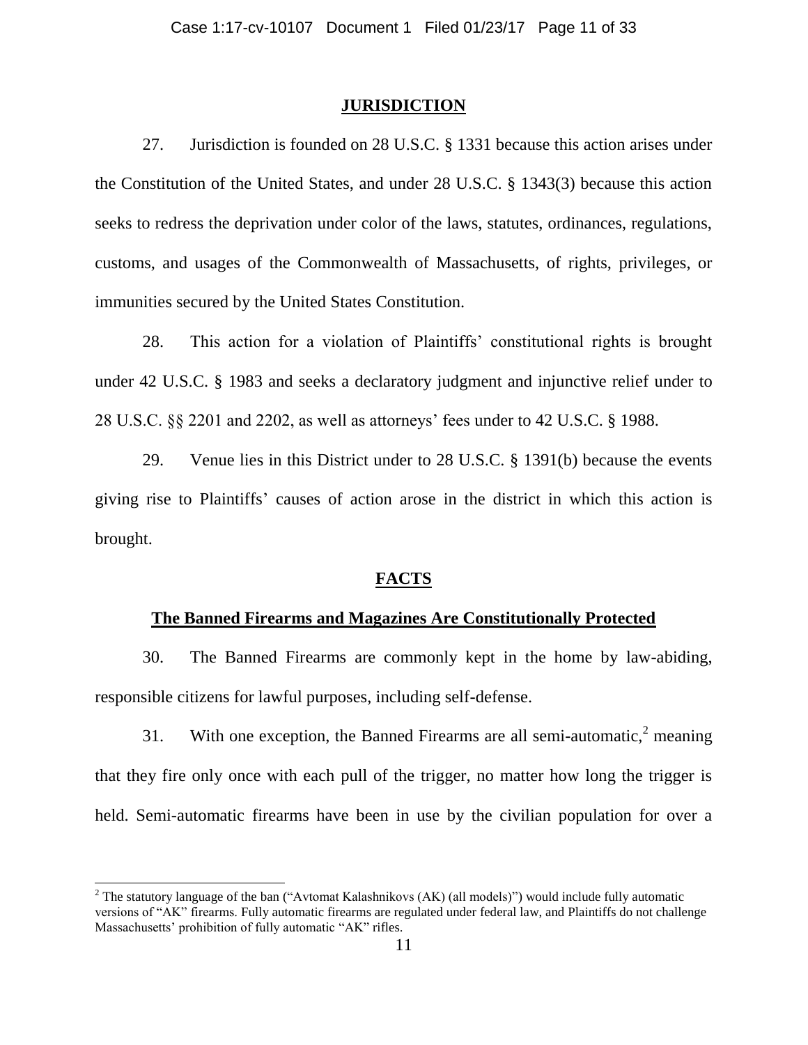## JURISDICTION

27. Jurisdiction is founded on 28 U.S.C. § 1331 because this action arises under the Constitution of the United States, and under 28 U.S.C. § 1343(3) because this action seeks to redress the deprivation under color of the laws, statutes, ordinances, regulations, customs, and usages of the Commonwealth of Massachusetts, of rights, privileges, or immunities secured by the United States Constitution.

28. This action for a violation of Plaintiffs' constitutional rights is brought under 42 U.S.C. § 1983 and seeks a declaratory judgment and injunctive relief under to 28 U.S.C. §§ 2201 and 2202, as well as attorneys' fees under to 42 U.S.C. § 1988.

29. Venue lies in this District under to 28 U.S.C. § 1391(b) because the events giving rise to Plaintiffs' causes of action arose in the district in which this action is brought.

## FACTS

### The Banned Firearms and Magazines Are Constitutionally Protected

30. The Banned Firearms are commonly kept in the home by law-abiding, responsible citizens for lawful purposes, including self-defense.

31. With one exception, the Banned Firearms are all semi-automatic,[2] meaning that they fire only once with each pull of the trigger, no matter how long the trigger is held. Semi-automatic firearms have been in use by the civilian population for over a

[2] The statutory language of the ban ("Avtomat Kalashnikovs (AK) (all models)") would include fully automatic versions of "AK" firearms. Fully automatic firearms are regulated under federal law, and Plaintiffs do not challenge Massachusetts' prohibition of fully automatic "AK" rifles.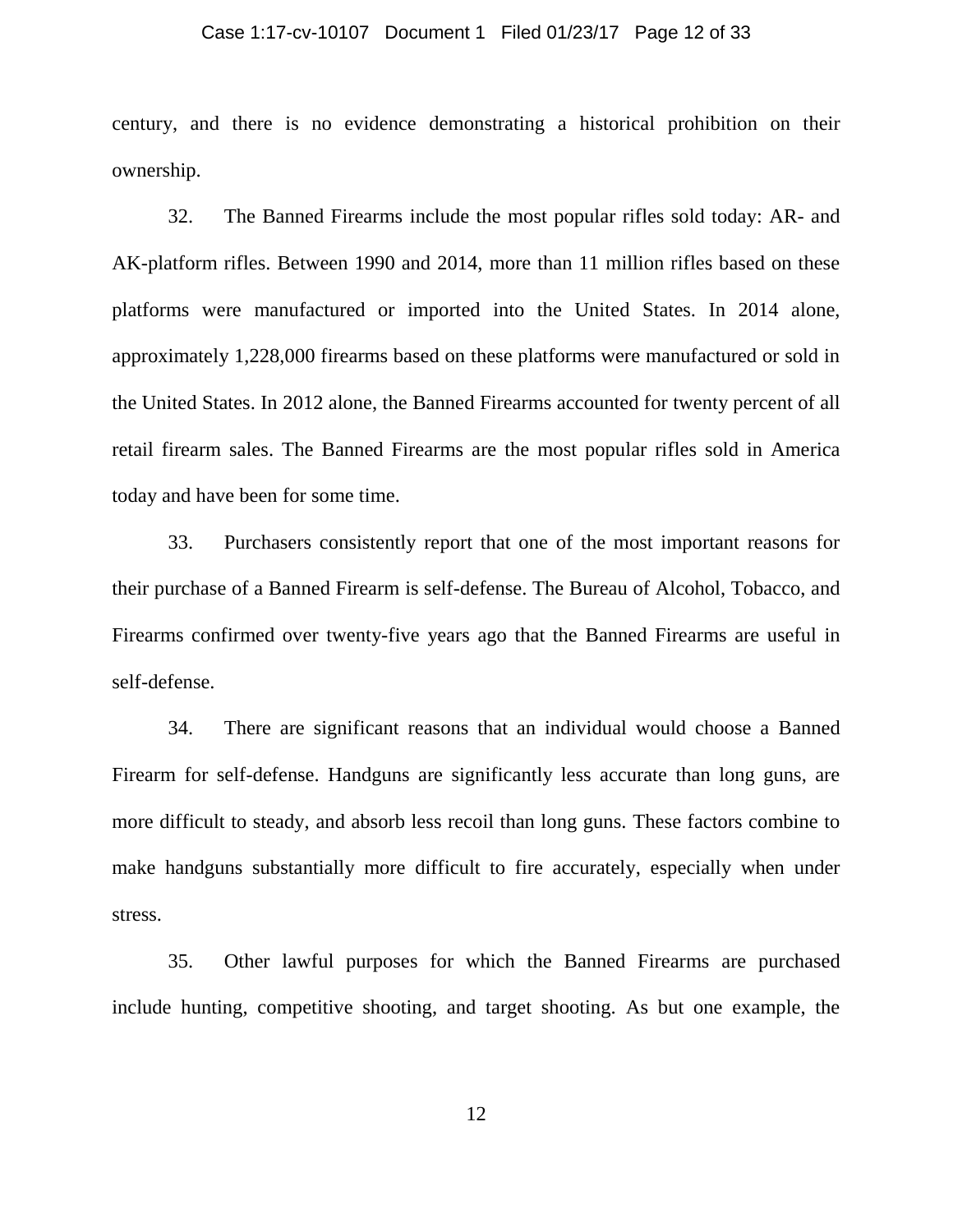century, and there is no evidence demonstrating a historical prohibition on their ownership.

32. The Banned Firearms include the most popular rifles sold today: AR- and AK-platform rifles. Between 1990 and 2014, more than 11 million rifles based on these platforms were manufactured or imported into the United States. In 2014 alone, approximately 1,228,000 firearms based on these platforms were manufactured or sold in the United States. In 2012 alone, the Banned Firearms accounted for twenty percent of all retail firearm sales. The Banned Firearms are the most popular rifles sold in America today and have been for some time.

33. Purchasers consistently report that one of the most important reasons for their purchase of a Banned Firearm is self-defense. The Bureau of Alcohol, Tobacco, and Firearms confirmed over twenty-five years ago that the Banned Firearms are useful in self-defense.

34. There are significant reasons that an individual would choose a Banned Firearm for self-defense. Handguns are significantly less accurate than long guns, are more difficult to steady, and absorb less recoil than long guns. These factors combine to make handguns substantially more difficult to fire accurately, especially when under stress.

35. Other lawful purposes for which the Banned Firearms are purchased include hunting, competitive shooting, and target shooting. As but one example, the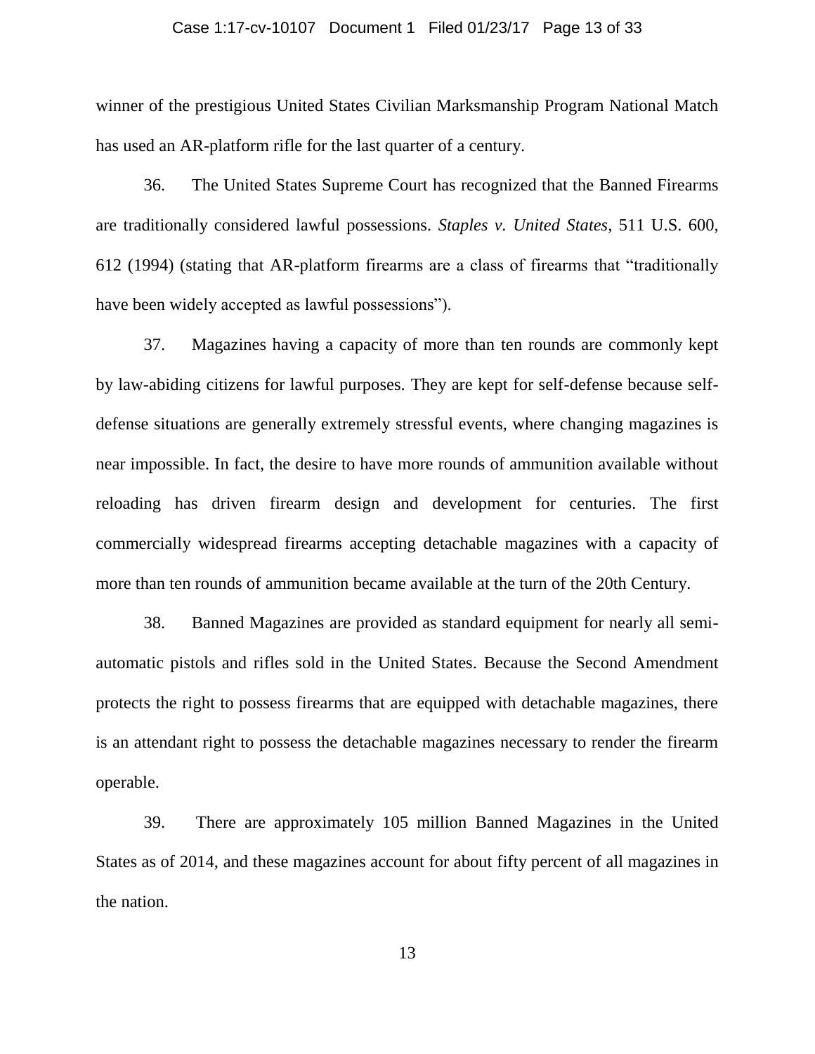winner of the prestigious United States Civilian Marksmanship Program National Match has used an AR-platform rifle for the last quarter of a century.

36. The United States Supreme Court has recognized that the Banned Firearms are traditionally considered lawful possessions. *Staples v. United States*, 511 U.S. 600, 612 (1994) (stating that AR-platform firearms are a class of firearms that "traditionally have been widely accepted as lawful possessions").

37. Magazines having a capacity of more than ten rounds are commonly kept by law-abiding citizens for lawful purposes. They are kept for self-defense because self-defense situations are generally extremely stressful events, where changing magazines is near impossible. In fact, the desire to have more rounds of ammunition available without reloading has driven firearm design and development for centuries. The first commercially widespread firearms accepting detachable magazines with a capacity of more than ten rounds of ammunition became available at the turn of the 20th Century.

38. Banned Magazines are provided as standard equipment for nearly all semi-automatic pistols and rifles sold in the United States. Because the Second Amendment protects the right to possess firearms that are equipped with detachable magazines, there is an attendant right to possess the detachable magazines necessary to render the firearm operable.

39. There are approximately 105 million Banned Magazines in the United States as of 2014, and these magazines account for about fifty percent of all magazines in the nation.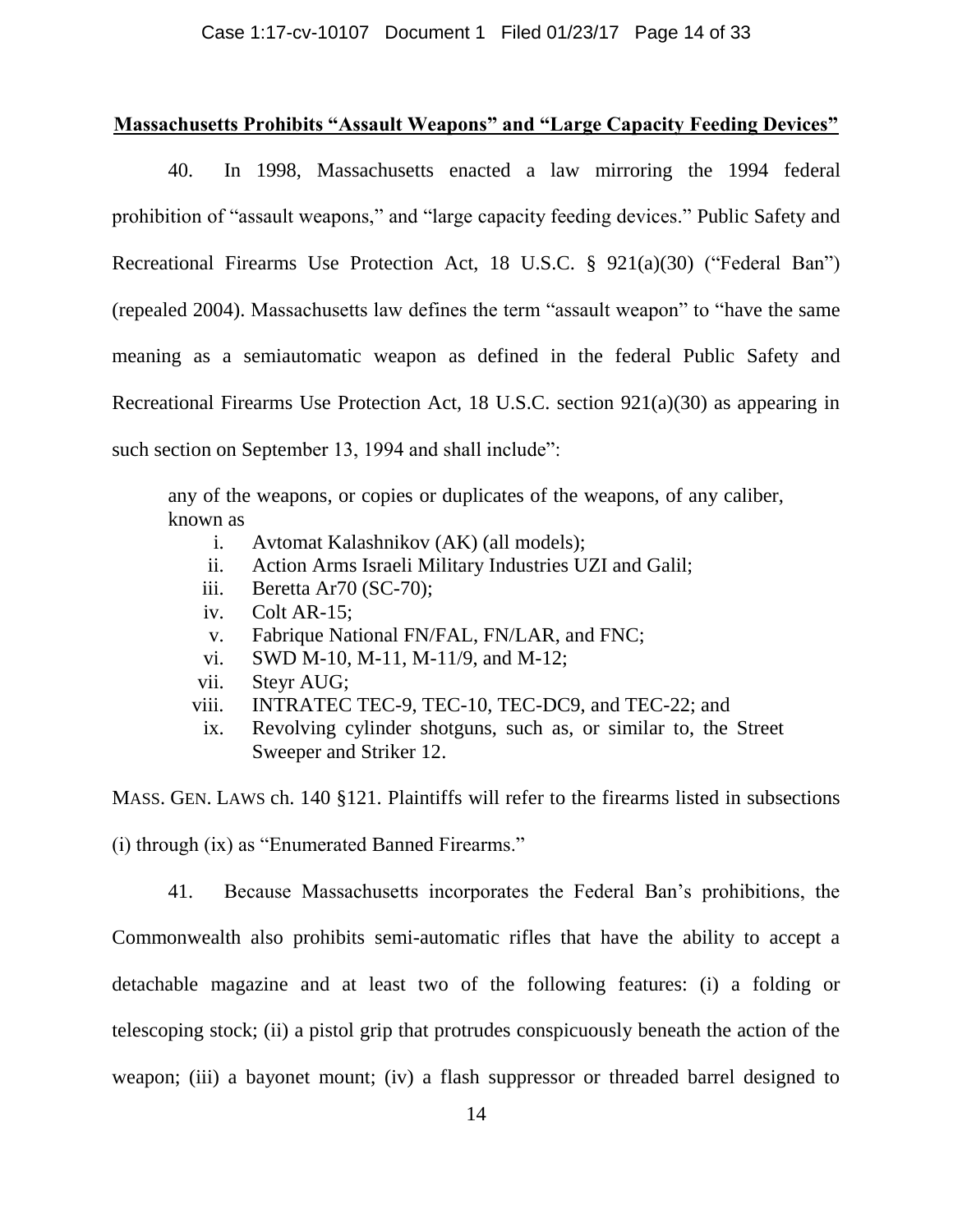## Massachusetts Prohibits "Assault Weapons" and "Large Capacity Feeding Devices"

40. In 1998, Massachusetts enacted a law mirroring the 1994 federal prohibition of "assault weapons," and "large capacity feeding devices." Public Safety and Recreational Firearms Use Protection Act, 18 U.S.C. § 921(a)(30) ("Federal Ban") (repealed 2004). Massachusetts law defines the term "assault weapon" to "have the same meaning as a semiautomatic weapon as defined in the federal Public Safety and Recreational Firearms Use Protection Act, 18 U.S.C. section 921(a)(30) as appearing in such section on September 13, 1994 and shall include":

> any of the weapons, or copies or duplicates of the weapons, of any caliber, known as
>
> i. Avtomat Kalashnikov (AK) (all models);
> ii. Action Arms Israeli Military Industries UZI and Galil;
> iii. Beretta Ar70 (SC-70);
> iv. Colt AR-15;
> v. Fabrique National FN/FAL, FN/LAR, and FNC;
> vi. SWD M-10, M-11, M-11/9, and M-12;
> vii. Steyr AUG;
> viii. INTRATEC TEC-9, TEC-10, TEC-DC9, and TEC-22; and
> ix. Revolving cylinder shotguns, such as, or similar to, the Street Sweeper and Striker 12.

MASS. GEN. LAWS ch. 140 §121. Plaintiffs will refer to the firearms listed in subsections (i) through (ix) as "Enumerated Banned Firearms."

41. Because Massachusetts incorporates the Federal Ban's prohibitions, the Commonwealth also prohibits semi-automatic rifles that have the ability to accept a detachable magazine and at least two of the following features: (i) a folding or telescoping stock; (ii) a pistol grip that protrudes conspicuously beneath the action of the weapon; (iii) a bayonet mount; (iv) a flash suppressor or threaded barrel designed to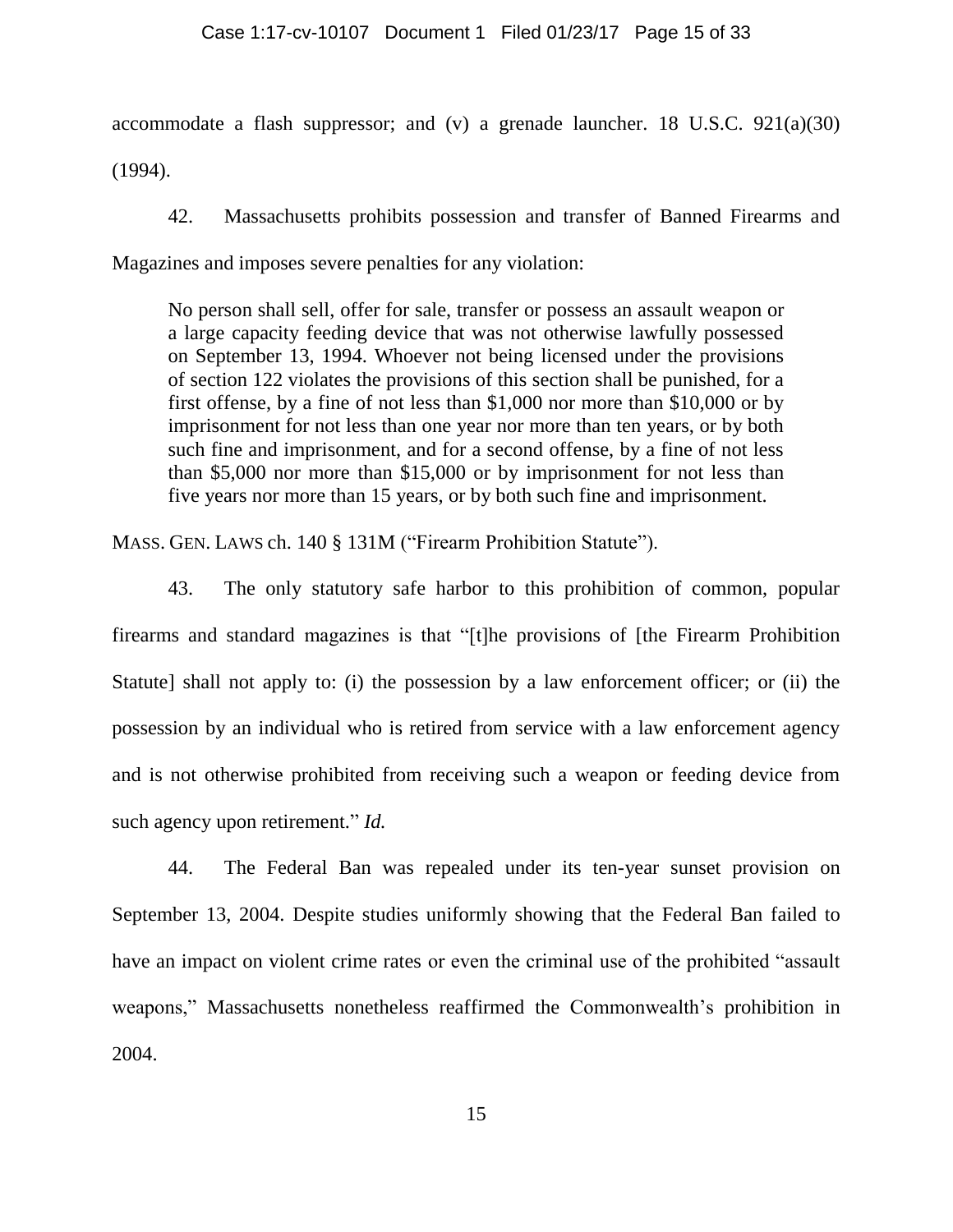accommodate a flash suppressor; and (v) a grenade launcher. 18 U.S.C. 921(a)(30) (1994).

42. Massachusetts prohibits possession and transfer of Banned Firearms and Magazines and imposes severe penalties for any violation:

> No person shall sell, offer for sale, transfer or possess an assault weapon or a large capacity feeding device that was not otherwise lawfully possessed on September 13, 1994. Whoever not being licensed under the provisions of section 122 violates the provisions of this section shall be punished, for a first offense, by a fine of not less than $1,000 nor more than $10,000 or by imprisonment for not less than one year nor more than ten years, or by both such fine and imprisonment, and for a second offense, by a fine of not less than $5,000 nor more than $15,000 or by imprisonment for not less than five years nor more than 15 years, or by both such fine and imprisonment.

MASS. GEN. LAWS ch. 140 § 131M ("Firearm Prohibition Statute").

43. The only statutory safe harbor to this prohibition of common, popular firearms and standard magazines is that "[t]he provisions of [the Firearm Prohibition Statute] shall not apply to: (i) the possession by a law enforcement officer; or (ii) the possession by an individual who is retired from service with a law enforcement agency and is not otherwise prohibited from receiving such a weapon or feeding device from such agency upon retirement." *Id.*

44. The Federal Ban was repealed under its ten-year sunset provision on September 13, 2004. Despite studies uniformly showing that the Federal Ban failed to have an impact on violent crime rates or even the criminal use of the prohibited "assault weapons," Massachusetts nonetheless reaffirmed the Commonwealth's prohibition in 2004.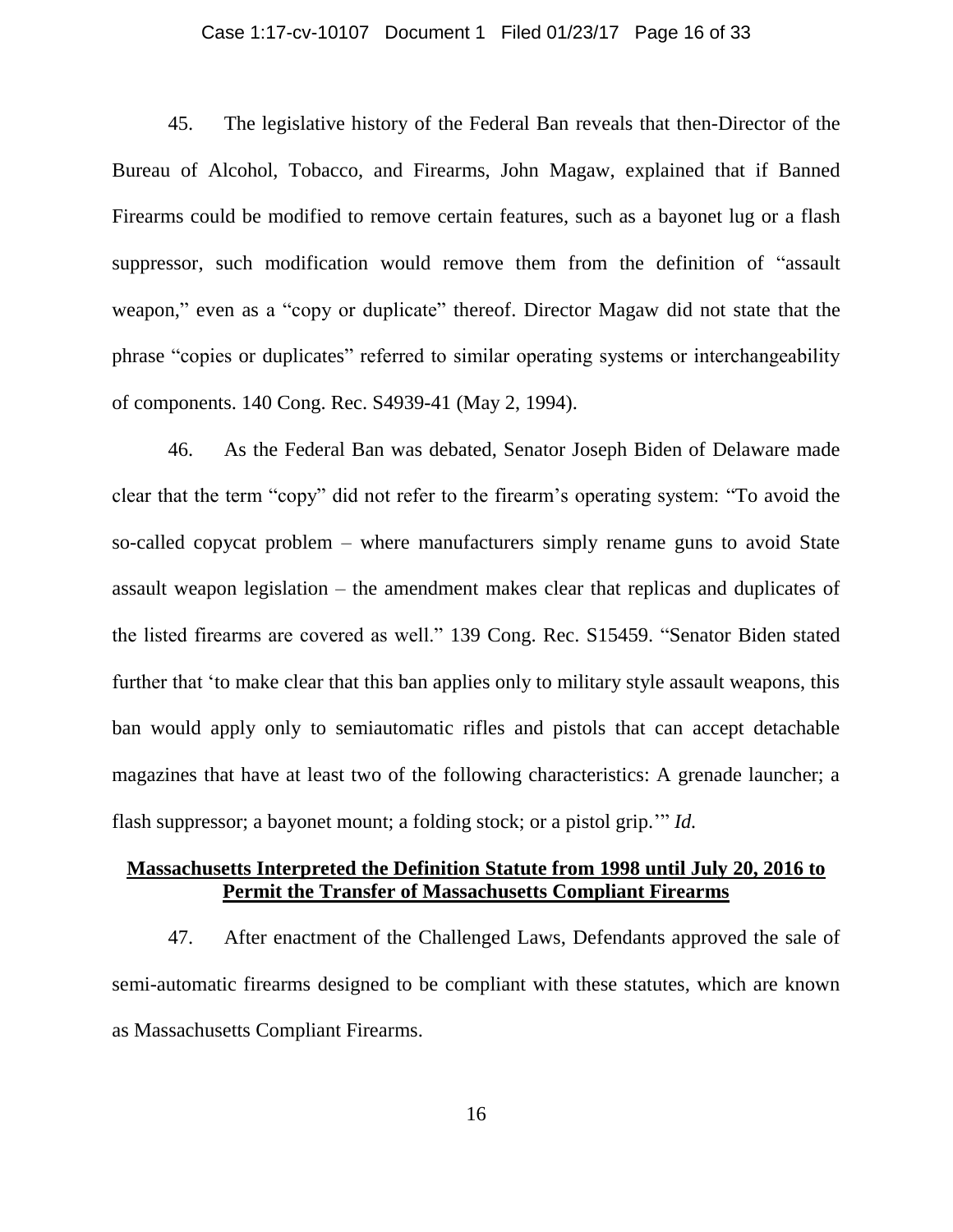45. The legislative history of the Federal Ban reveals that then-Director of the Bureau of Alcohol, Tobacco, and Firearms, John Magaw, explained that if Banned Firearms could be modified to remove certain features, such as a bayonet lug or a flash suppressor, such modification would remove them from the definition of "assault weapon," even as a "copy or duplicate" thereof. Director Magaw did not state that the phrase "copies or duplicates" referred to similar operating systems or interchangeability of components. 140 Cong. Rec. S4939-41 (May 2, 1994).

46. As the Federal Ban was debated, Senator Joseph Biden of Delaware made clear that the term "copy" did not refer to the firearm's operating system: "To avoid the so-called copycat problem – where manufacturers simply rename guns to avoid State assault weapon legislation – the amendment makes clear that replicas and duplicates of the listed firearms are covered as well." 139 Cong. Rec. S15459. "Senator Biden stated further that 'to make clear that this ban applies only to military style assault weapons, this ban would apply only to semiautomatic rifles and pistols that can accept detachable magazines that have at least two of the following characteristics: A grenade launcher; a flash suppressor; a bayonet mount; a folding stock; or a pistol grip.'" *Id.*

**Massachusetts Interpreted the Definition Statute from 1998 until July 20, 2016 to Permit the Transfer of Massachusetts Compliant Firearms**

47. After enactment of the Challenged Laws, Defendants approved the sale of semi-automatic firearms designed to be compliant with these statutes, which are known as Massachusetts Compliant Firearms.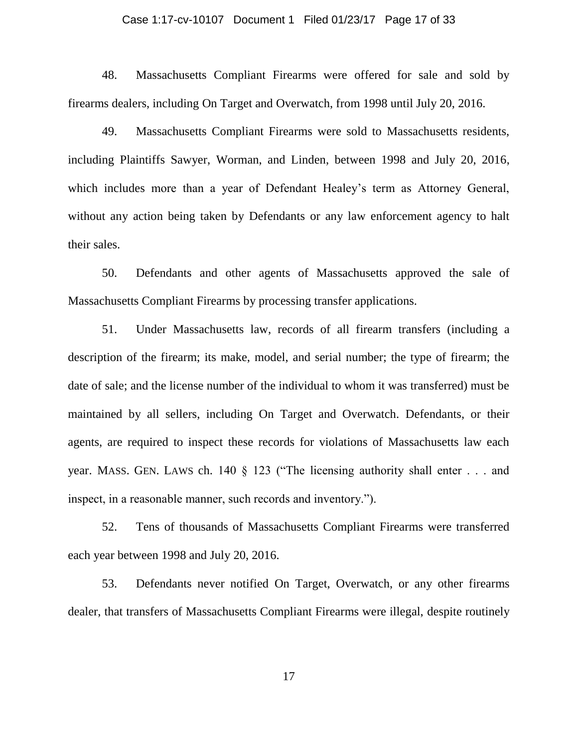48. Massachusetts Compliant Firearms were offered for sale and sold by firearms dealers, including On Target and Overwatch, from 1998 until July 20, 2016.

49. Massachusetts Compliant Firearms were sold to Massachusetts residents, including Plaintiffs Sawyer, Worman, and Linden, between 1998 and July 20, 2016, which includes more than a year of Defendant Healey's term as Attorney General, without any action being taken by Defendants or any law enforcement agency to halt their sales.

50. Defendants and other agents of Massachusetts approved the sale of Massachusetts Compliant Firearms by processing transfer applications.

51. Under Massachusetts law, records of all firearm transfers (including a description of the firearm; its make, model, and serial number; the type of firearm; the date of sale; and the license number of the individual to whom it was transferred) must be maintained by all sellers, including On Target and Overwatch. Defendants, or their agents, are required to inspect these records for violations of Massachusetts law each year. MASS. GEN. LAWS ch. 140 § 123 ("The licensing authority shall enter . . . and inspect, in a reasonable manner, such records and inventory.").

52. Tens of thousands of Massachusetts Compliant Firearms were transferred each year between 1998 and July 20, 2016.

53. Defendants never notified On Target, Overwatch, or any other firearms dealer, that transfers of Massachusetts Compliant Firearms were illegal, despite routinely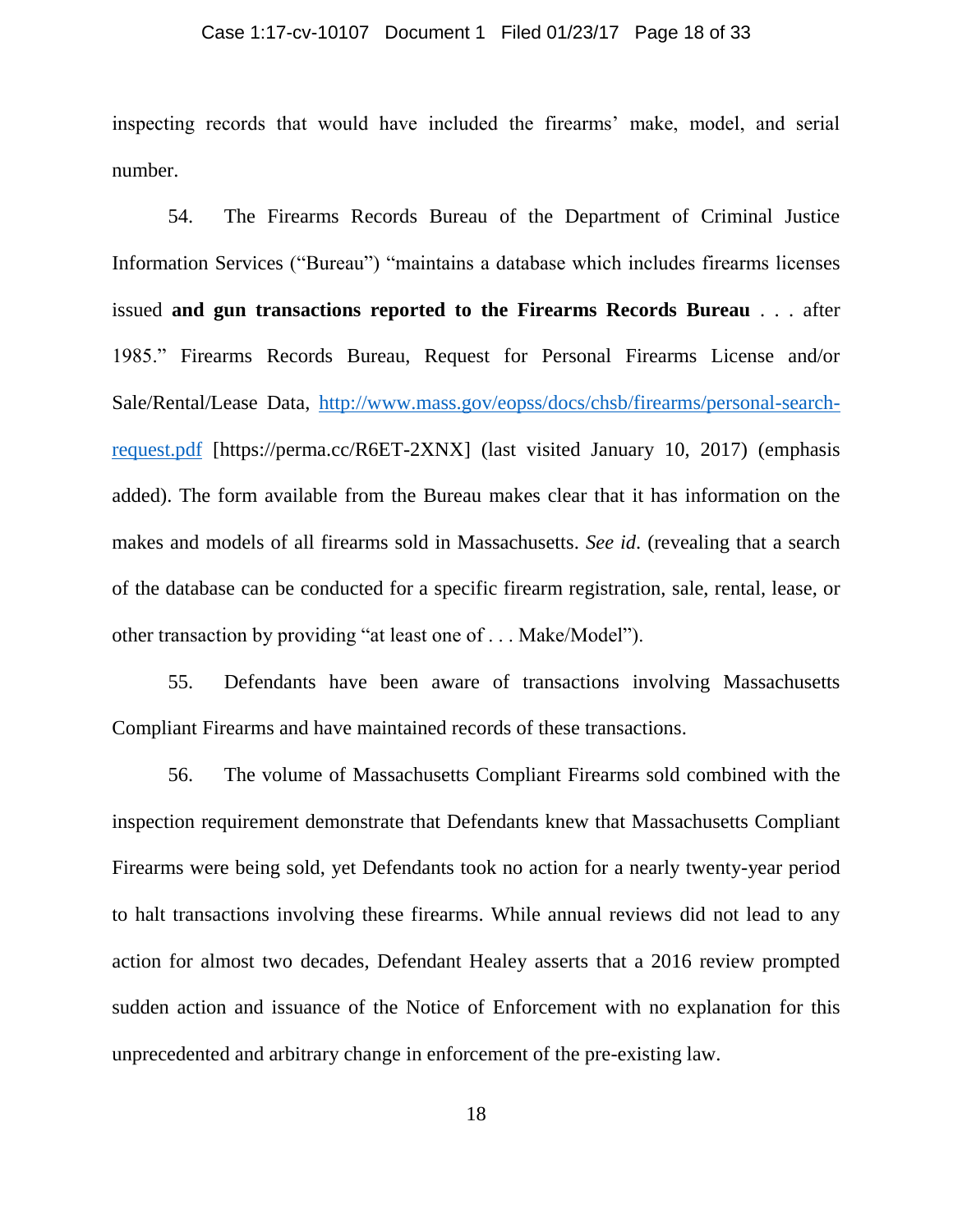inspecting records that would have included the firearms' make, model, and serial number.

54. The Firearms Records Bureau of the Department of Criminal Justice Information Services ("Bureau") "maintains a database which includes firearms licenses issued **and gun transactions reported to the Firearms Records Bureau** . . . after 1985." Firearms Records Bureau, Request for Personal Firearms License and/or Sale/Rental/Lease Data, [http://www.mass.gov/eopss/docs/chsb/firearms/personal-search-request.pdf](http://www.mass.gov/eopss/docs/chsb/firearms/personal-search-request.pdf) [https://perma.cc/R6ET-2XNX] (last visited January 10, 2017) (emphasis added). The form available from the Bureau makes clear that it has information on the makes and models of all firearms sold in Massachusetts. *See id*. (revealing that a search of the database can be conducted for a specific firearm registration, sale, rental, lease, or other transaction by providing "at least one of . . . Make/Model").

55. Defendants have been aware of transactions involving Massachusetts Compliant Firearms and have maintained records of these transactions.

56. The volume of Massachusetts Compliant Firearms sold combined with the inspection requirement demonstrate that Defendants knew that Massachusetts Compliant Firearms were being sold, yet Defendants took no action for a nearly twenty-year period to halt transactions involving these firearms. While annual reviews did not lead to any action for almost two decades, Defendant Healey asserts that a 2016 review prompted sudden action and issuance of the Notice of Enforcement with no explanation for this unprecedented and arbitrary change in enforcement of the pre-existing law.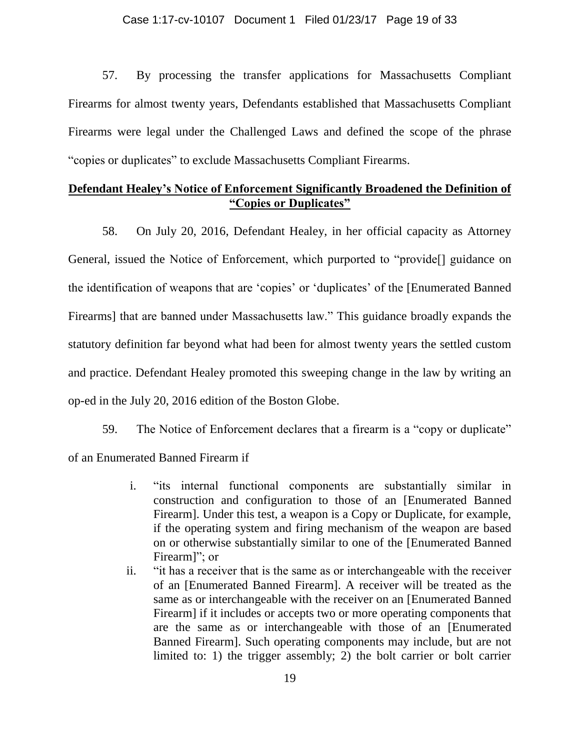57. By processing the transfer applications for Massachusetts Compliant Firearms for almost twenty years, Defendants established that Massachusetts Compliant Firearms were legal under the Challenged Laws and defined the scope of the phrase "copies or duplicates" to exclude Massachusetts Compliant Firearms.

## **Defendant Healey's Notice of Enforcement Significantly Broadened the Definition of "Copies or Duplicates"**

58. On July 20, 2016, Defendant Healey, in her official capacity as Attorney General, issued the Notice of Enforcement, which purported to "provide[] guidance on the identification of weapons that are 'copies' or 'duplicates' of the [Enumerated Banned Firearms] that are banned under Massachusetts law." This guidance broadly expands the statutory definition far beyond what had been for almost twenty years the settled custom and practice. Defendant Healey promoted this sweeping change in the law by writing an op-ed in the July 20, 2016 edition of the Boston Globe.

59. The Notice of Enforcement declares that a firearm is a "copy or duplicate" of an Enumerated Banned Firearm if

> i. "its internal functional components are substantially similar in construction and configuration to those of an [Enumerated Banned Firearm]. Under this test, a weapon is a Copy or Duplicate, for example, if the operating system and firing mechanism of the weapon are based on or otherwise substantially similar to one of the [Enumerated Banned Firearm]"; or
>
> ii. "it has a receiver that is the same as or interchangeable with the receiver of an [Enumerated Banned Firearm]. A receiver will be treated as the same as or interchangeable with the receiver on an [Enumerated Banned Firearm] if it includes or accepts two or more operating components that are the same as or interchangeable with those of an [Enumerated Banned Firearm]. Such operating components may include, but are not limited to: 1) the trigger assembly; 2) the bolt carrier or bolt carrier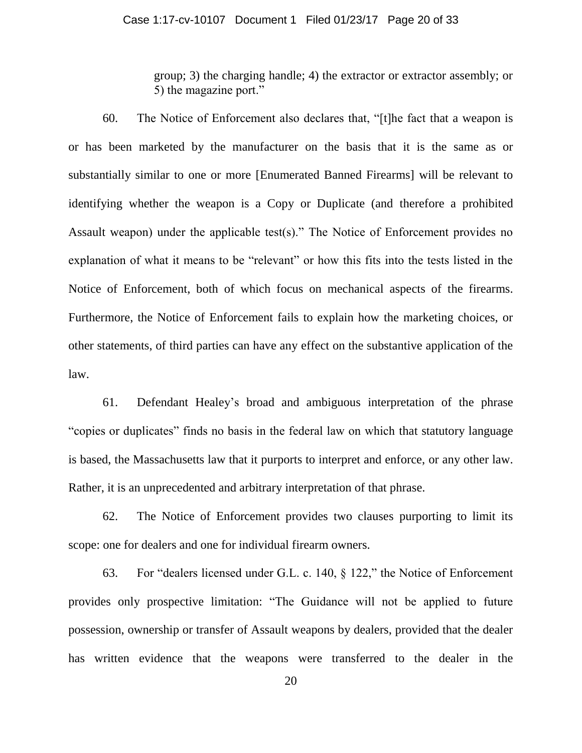> group; 3) the charging handle; 4) the extractor or extractor assembly; or 5) the magazine port."

60. The Notice of Enforcement also declares that, "[t]he fact that a weapon is or has been marketed by the manufacturer on the basis that it is the same as or substantially similar to one or more [Enumerated Banned Firearms] will be relevant to identifying whether the weapon is a Copy or Duplicate (and therefore a prohibited Assault weapon) under the applicable test(s)." The Notice of Enforcement provides no explanation of what it means to be "relevant" or how this fits into the tests listed in the Notice of Enforcement, both of which focus on mechanical aspects of the firearms. Furthermore, the Notice of Enforcement fails to explain how the marketing choices, or other statements, of third parties can have any effect on the substantive application of the law.

61. Defendant Healey's broad and ambiguous interpretation of the phrase "copies or duplicates" finds no basis in the federal law on which that statutory language is based, the Massachusetts law that it purports to interpret and enforce, or any other law. Rather, it is an unprecedented and arbitrary interpretation of that phrase.

62. The Notice of Enforcement provides two clauses purporting to limit its scope: one for dealers and one for individual firearm owners.

63. For "dealers licensed under G.L. c. 140, § 122," the Notice of Enforcement provides only prospective limitation: "The Guidance will not be applied to future possession, ownership or transfer of Assault weapons by dealers, provided that the dealer has written evidence that the weapons were transferred to the dealer in the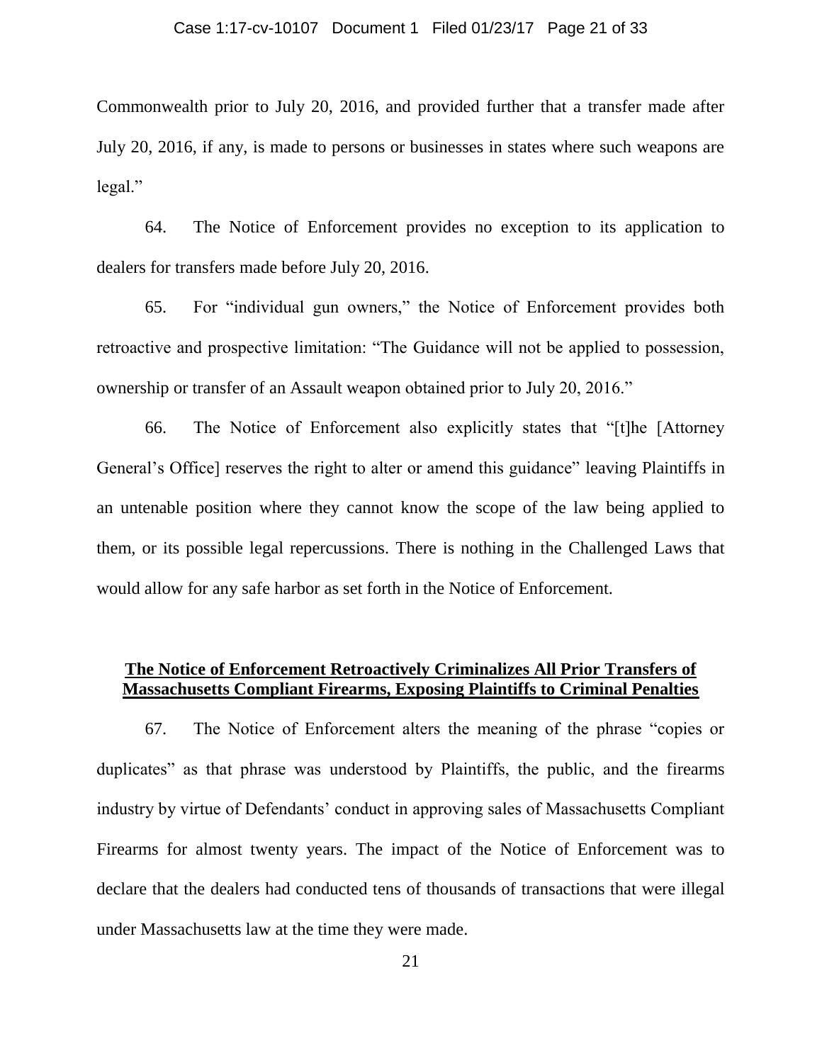Commonwealth prior to July 20, 2016, and provided further that a transfer made after July 20, 2016, if any, is made to persons or businesses in states where such weapons are legal."

64. The Notice of Enforcement provides no exception to its application to dealers for transfers made before July 20, 2016.

65. For "individual gun owners," the Notice of Enforcement provides both retroactive and prospective limitation: "The Guidance will not be applied to possession, ownership or transfer of an Assault weapon obtained prior to July 20, 2016."

66. The Notice of Enforcement also explicitly states that "[t]he [Attorney General's Office] reserves the right to alter or amend this guidance" leaving Plaintiffs in an untenable position where they cannot know the scope of the law being applied to them, or its possible legal repercussions. There is nothing in the Challenged Laws that would allow for any safe harbor as set forth in the Notice of Enforcement.

## **The Notice of Enforcement Retroactively Criminalizes All Prior Transfers of Massachusetts Compliant Firearms, Exposing Plaintiffs to Criminal Penalties**

67. The Notice of Enforcement alters the meaning of the phrase "copies or duplicates" as that phrase was understood by Plaintiffs, the public, and the firearms industry by virtue of Defendants' conduct in approving sales of Massachusetts Compliant Firearms for almost twenty years. The impact of the Notice of Enforcement was to declare that the dealers had conducted tens of thousands of transactions that were illegal under Massachusetts law at the time they were made.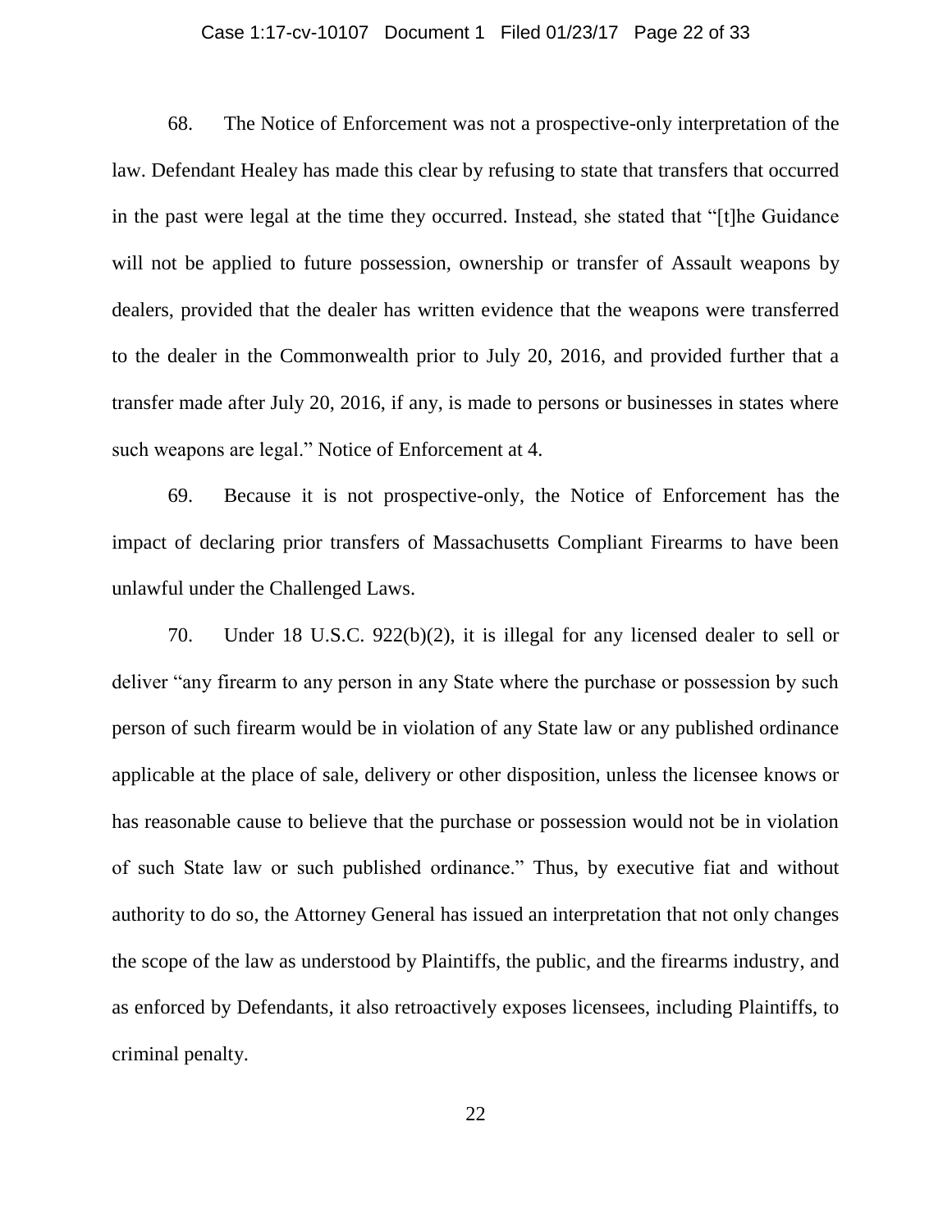68. The Notice of Enforcement was not a prospective-only interpretation of the law. Defendant Healey has made this clear by refusing to state that transfers that occurred in the past were legal at the time they occurred. Instead, she stated that "[t]he Guidance will not be applied to future possession, ownership or transfer of Assault weapons by dealers, provided that the dealer has written evidence that the weapons were transferred to the dealer in the Commonwealth prior to July 20, 2016, and provided further that a transfer made after July 20, 2016, if any, is made to persons or businesses in states where such weapons are legal." Notice of Enforcement at 4.

69. Because it is not prospective-only, the Notice of Enforcement has the impact of declaring prior transfers of Massachusetts Compliant Firearms to have been unlawful under the Challenged Laws.

70. Under 18 U.S.C. 922(b)(2), it is illegal for any licensed dealer to sell or deliver "any firearm to any person in any State where the purchase or possession by such person of such firearm would be in violation of any State law or any published ordinance applicable at the place of sale, delivery or other disposition, unless the licensee knows or has reasonable cause to believe that the purchase or possession would not be in violation of such State law or such published ordinance." Thus, by executive fiat and without authority to do so, the Attorney General has issued an interpretation that not only changes the scope of the law as understood by Plaintiffs, the public, and the firearms industry, and as enforced by Defendants, it also retroactively exposes licensees, including Plaintiffs, to criminal penalty.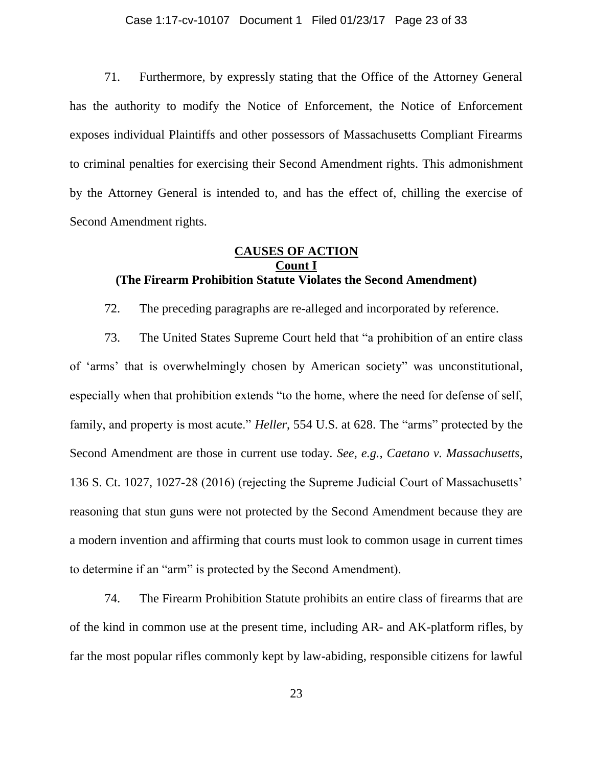71. Furthermore, by expressly stating that the Office of the Attorney General has the authority to modify the Notice of Enforcement, the Notice of Enforcement exposes individual Plaintiffs and other possessors of Massachusetts Compliant Firearms to criminal penalties for exercising their Second Amendment rights. This admonishment by the Attorney General is intended to, and has the effect of, chilling the exercise of Second Amendment rights.

## CAUSES OF ACTION

### Count I

### (The Firearm Prohibition Statute Violates the Second Amendment)

72. The preceding paragraphs are re-alleged and incorporated by reference.

73. The United States Supreme Court held that "a prohibition of an entire class of 'arms' that is overwhelmingly chosen by American society" was unconstitutional, especially when that prohibition extends "to the home, where the need for defense of self, family, and property is most acute." *Heller*, 554 U.S. at 628. The "arms" protected by the Second Amendment are those in current use today. *See, e.g.*, *Caetano v. Massachusetts*, 136 S. Ct. 1027, 1027-28 (2016) (rejecting the Supreme Judicial Court of Massachusetts' reasoning that stun guns were not protected by the Second Amendment because they are a modern invention and affirming that courts must look to common usage in current times to determine if an "arm" is protected by the Second Amendment).

74. The Firearm Prohibition Statute prohibits an entire class of firearms that are of the kind in common use at the present time, including AR- and AK-platform rifles, by far the most popular rifles commonly kept by law-abiding, responsible citizens for lawful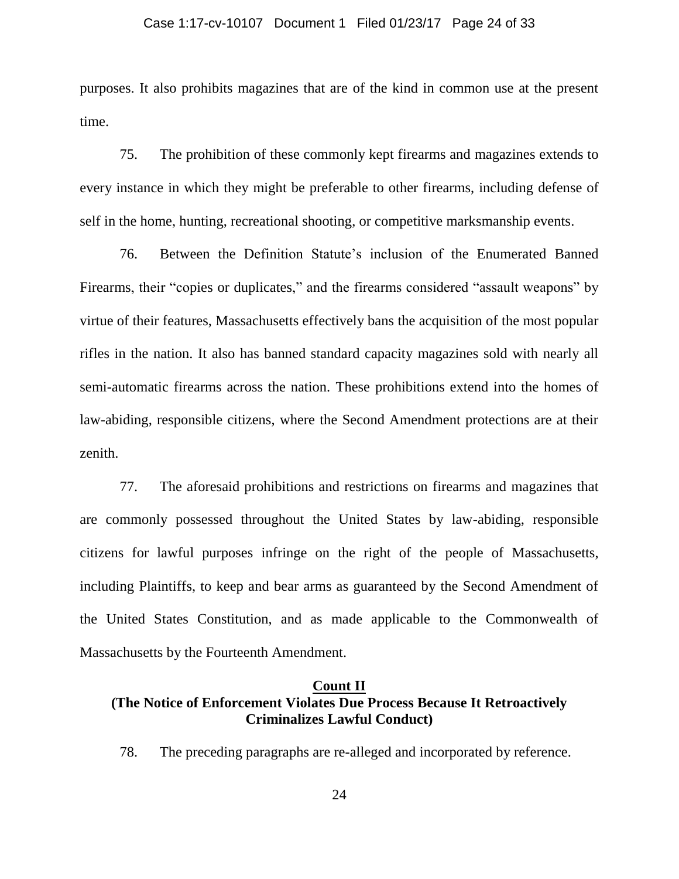purposes. It also prohibits magazines that are of the kind in common use at the present time.

75. The prohibition of these commonly kept firearms and magazines extends to every instance in which they might be preferable to other firearms, including defense of self in the home, hunting, recreational shooting, or competitive marksmanship events.

76. Between the Definition Statute's inclusion of the Enumerated Banned Firearms, their "copies or duplicates," and the firearms considered "assault weapons" by virtue of their features, Massachusetts effectively bans the acquisition of the most popular rifles in the nation. It also has banned standard capacity magazines sold with nearly all semi-automatic firearms across the nation. These prohibitions extend into the homes of law-abiding, responsible citizens, where the Second Amendment protections are at their zenith.

77. The aforesaid prohibitions and restrictions on firearms and magazines that are commonly possessed throughout the United States by law-abiding, responsible citizens for lawful purposes infringe on the right of the people of Massachusetts, including Plaintiffs, to keep and bear arms as guaranteed by the Second Amendment of the United States Constitution, and as made applicable to the Commonwealth of Massachusetts by the Fourteenth Amendment.

## Count II
## (The Notice of Enforcement Violates Due Process Because It Retroactively Criminalizes Lawful Conduct)

78. The preceding paragraphs are re-alleged and incorporated by reference.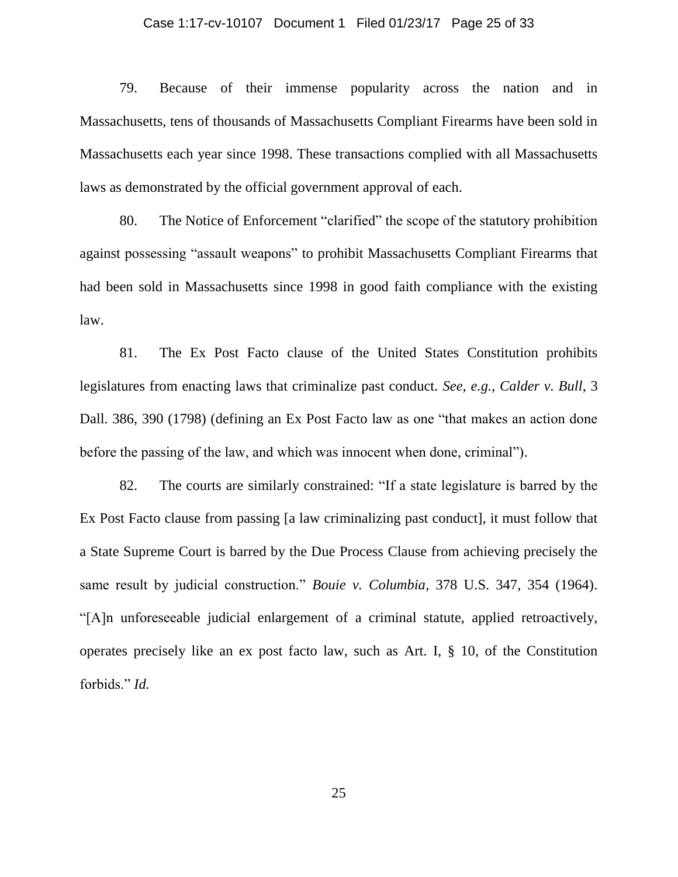79. Because of their immense popularity across the nation and in Massachusetts, tens of thousands of Massachusetts Compliant Firearms have been sold in Massachusetts each year since 1998. These transactions complied with all Massachusetts laws as demonstrated by the official government approval of each.

80. The Notice of Enforcement "clarified" the scope of the statutory prohibition against possessing "assault weapons" to prohibit Massachusetts Compliant Firearms that had been sold in Massachusetts since 1998 in good faith compliance with the existing law.

81. The Ex Post Facto clause of the United States Constitution prohibits legislatures from enacting laws that criminalize past conduct. *See, e.g.*, *Calder v. Bull*, 3 Dall. 386, 390 (1798) (defining an Ex Post Facto law as one "that makes an action done before the passing of the law, and which was innocent when done, criminal").

82. The courts are similarly constrained: "If a state legislature is barred by the Ex Post Facto clause from passing [a law criminalizing past conduct], it must follow that a State Supreme Court is barred by the Due Process Clause from achieving precisely the same result by judicial construction." *Bouie v. Columbia*, 378 U.S. 347, 354 (1964). "[A]n unforeseeable judicial enlargement of a criminal statute, applied retroactively, operates precisely like an ex post facto law, such as Art. I, § 10, of the Constitution forbids." *Id.*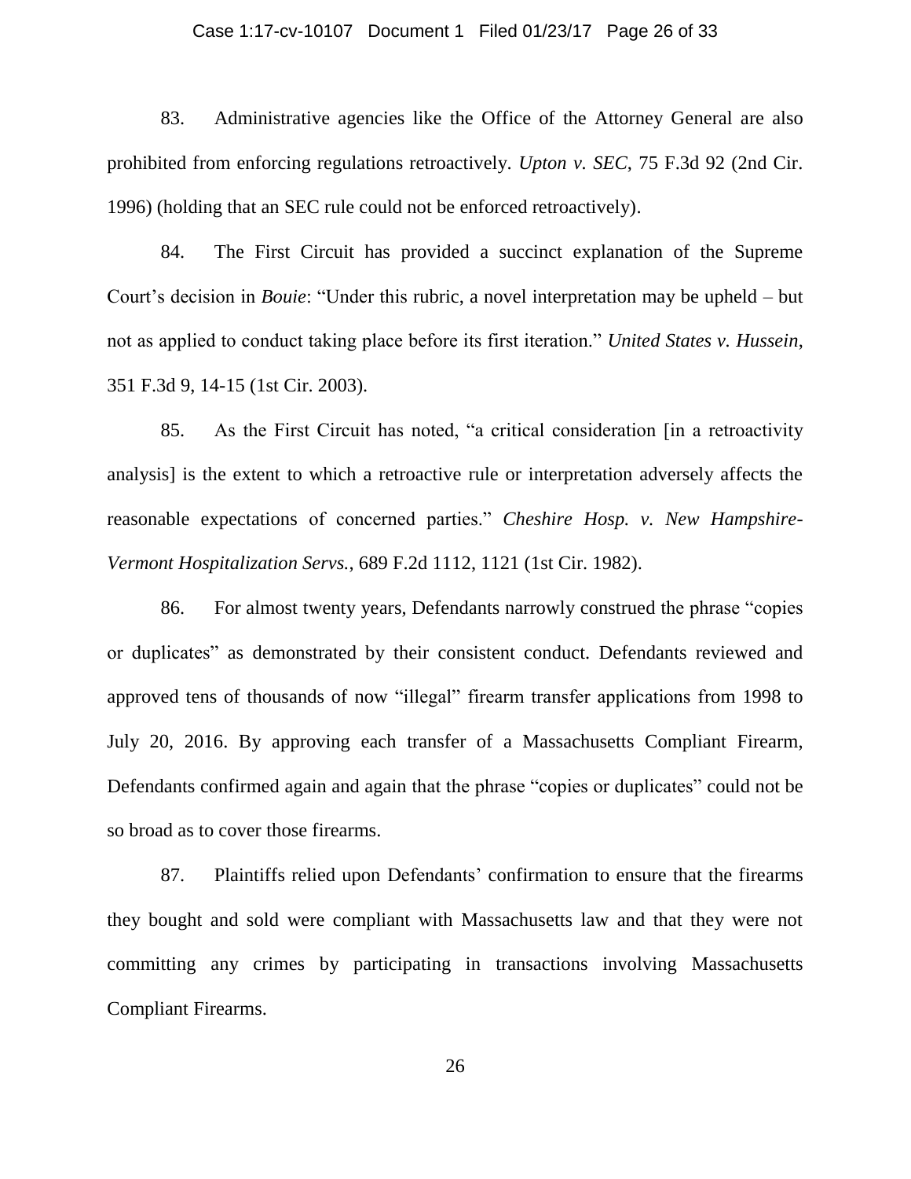83. Administrative agencies like the Office of the Attorney General are also prohibited from enforcing regulations retroactively. *Upton v. SEC*, 75 F.3d 92 (2nd Cir. 1996) (holding that an SEC rule could not be enforced retroactively).

84. The First Circuit has provided a succinct explanation of the Supreme Court's decision in *Bouie*: "Under this rubric, a novel interpretation may be upheld – but not as applied to conduct taking place before its first iteration." *United States v. Hussein*, 351 F.3d 9, 14-15 (1st Cir. 2003).

85. As the First Circuit has noted, "a critical consideration [in a retroactivity analysis] is the extent to which a retroactive rule or interpretation adversely affects the reasonable expectations of concerned parties." *Cheshire Hosp. v. New Hampshire-Vermont Hospitalization Servs.*, 689 F.2d 1112, 1121 (1st Cir. 1982).

86. For almost twenty years, Defendants narrowly construed the phrase "copies or duplicates" as demonstrated by their consistent conduct. Defendants reviewed and approved tens of thousands of now "illegal" firearm transfer applications from 1998 to July 20, 2016. By approving each transfer of a Massachusetts Compliant Firearm, Defendants confirmed again and again that the phrase "copies or duplicates" could not be so broad as to cover those firearms.

87. Plaintiffs relied upon Defendants' confirmation to ensure that the firearms they bought and sold were compliant with Massachusetts law and that they were not committing any crimes by participating in transactions involving Massachusetts Compliant Firearms.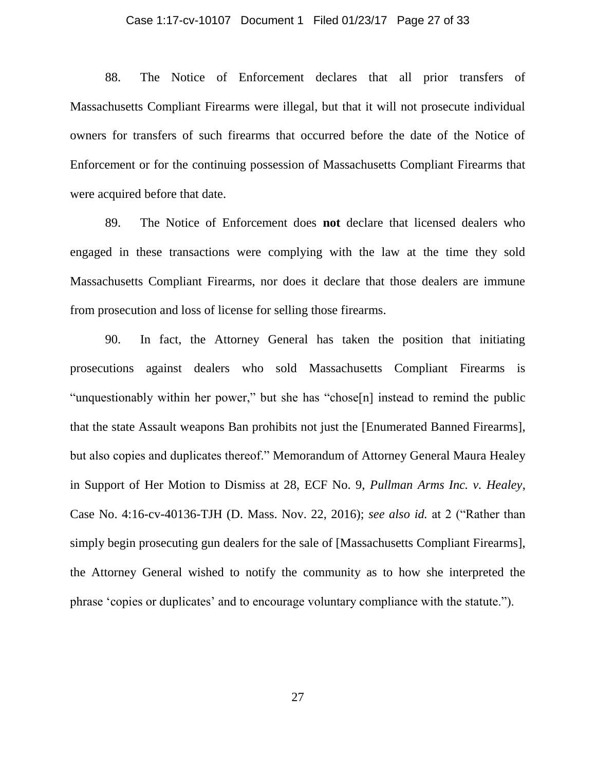88. The Notice of Enforcement declares that all prior transfers of Massachusetts Compliant Firearms were illegal, but that it will not prosecute individual owners for transfers of such firearms that occurred before the date of the Notice of Enforcement or for the continuing possession of Massachusetts Compliant Firearms that were acquired before that date.

89. The Notice of Enforcement does **not** declare that licensed dealers who engaged in these transactions were complying with the law at the time they sold Massachusetts Compliant Firearms, nor does it declare that those dealers are immune from prosecution and loss of license for selling those firearms.

90. In fact, the Attorney General has taken the position that initiating prosecutions against dealers who sold Massachusetts Compliant Firearms is "unquestionably within her power," but she has "chose[n] instead to remind the public that the state Assault weapons Ban prohibits not just the [Enumerated Banned Firearms], but also copies and duplicates thereof." Memorandum of Attorney General Maura Healey in Support of Her Motion to Dismiss at 28, ECF No. 9, *Pullman Arms Inc. v. Healey*, Case No. 4:16-cv-40136-TJH (D. Mass. Nov. 22, 2016); *see also id.* at 2 ("Rather than simply begin prosecuting gun dealers for the sale of [Massachusetts Compliant Firearms], the Attorney General wished to notify the community as to how she interpreted the phrase 'copies or duplicates' and to encourage voluntary compliance with the statute.").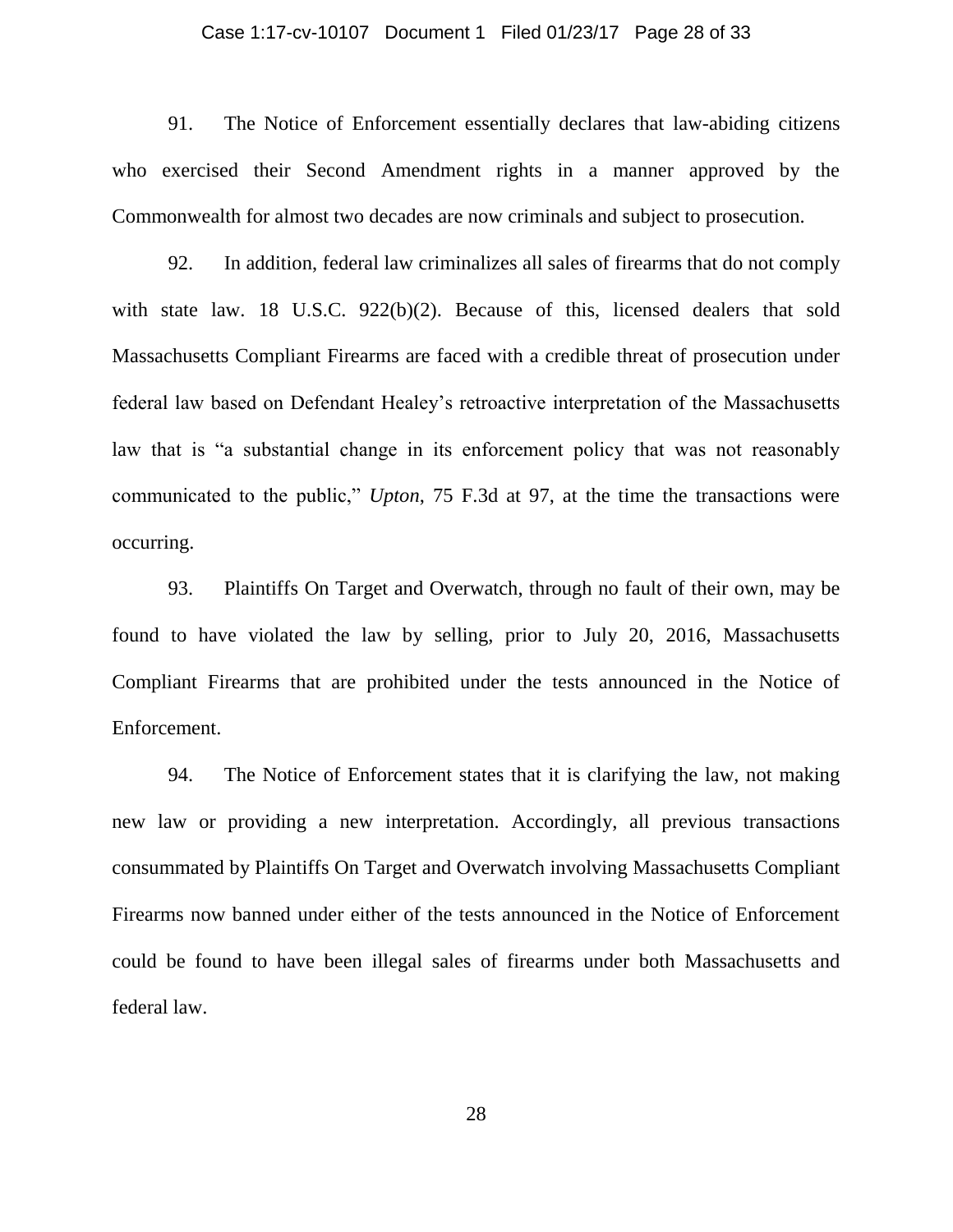91. The Notice of Enforcement essentially declares that law-abiding citizens who exercised their Second Amendment rights in a manner approved by the Commonwealth for almost two decades are now criminals and subject to prosecution.

92. In addition, federal law criminalizes all sales of firearms that do not comply with state law. 18 U.S.C. 922(b)(2). Because of this, licensed dealers that sold Massachusetts Compliant Firearms are faced with a credible threat of prosecution under federal law based on Defendant Healey's retroactive interpretation of the Massachusetts law that is "a substantial change in its enforcement policy that was not reasonably communicated to the public," *Upton*, 75 F.3d at 97, at the time the transactions were occurring.

93. Plaintiffs On Target and Overwatch, through no fault of their own, may be found to have violated the law by selling, prior to July 20, 2016, Massachusetts Compliant Firearms that are prohibited under the tests announced in the Notice of Enforcement.

94. The Notice of Enforcement states that it is clarifying the law, not making new law or providing a new interpretation. Accordingly, all previous transactions consummated by Plaintiffs On Target and Overwatch involving Massachusetts Compliant Firearms now banned under either of the tests announced in the Notice of Enforcement could be found to have been illegal sales of firearms under both Massachusetts and federal law.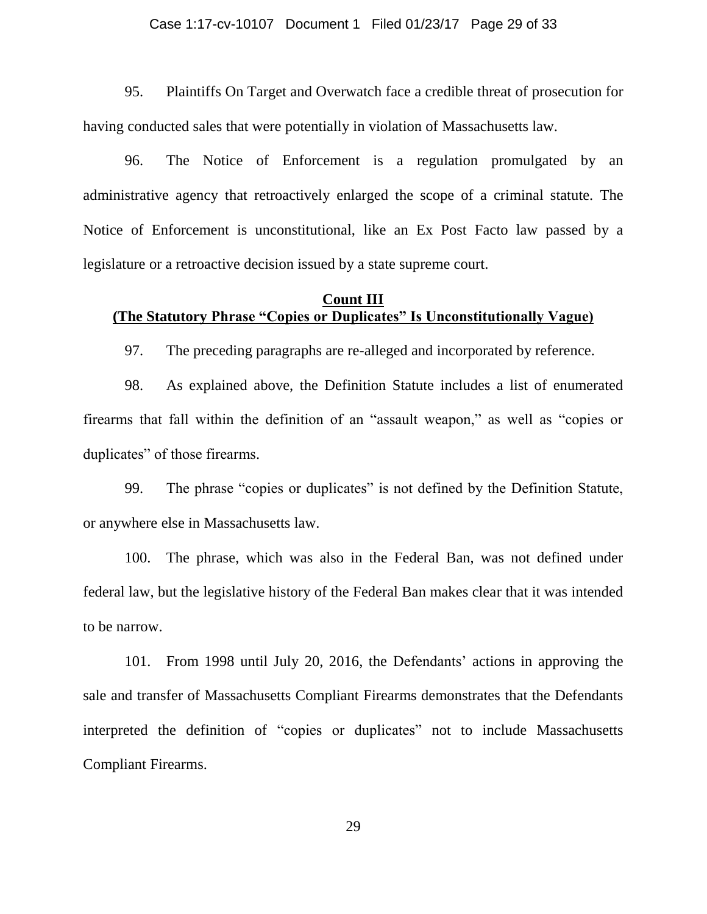95. Plaintiffs On Target and Overwatch face a credible threat of prosecution for having conducted sales that were potentially in violation of Massachusetts law.

96. The Notice of Enforcement is a regulation promulgated by an administrative agency that retroactively enlarged the scope of a criminal statute. The Notice of Enforcement is unconstitutional, like an Ex Post Facto law passed by a legislature or a retroactive decision issued by a state supreme court.

## Count III
## (The Statutory Phrase "Copies or Duplicates" Is Unconstitutionally Vague)

97. The preceding paragraphs are re-alleged and incorporated by reference.

98. As explained above, the Definition Statute includes a list of enumerated firearms that fall within the definition of an "assault weapon," as well as "copies or duplicates" of those firearms.

99. The phrase "copies or duplicates" is not defined by the Definition Statute, or anywhere else in Massachusetts law.

100. The phrase, which was also in the Federal Ban, was not defined under federal law, but the legislative history of the Federal Ban makes clear that it was intended to be narrow.

101. From 1998 until July 20, 2016, the Defendants' actions in approving the sale and transfer of Massachusetts Compliant Firearms demonstrates that the Defendants interpreted the definition of "copies or duplicates" not to include Massachusetts Compliant Firearms.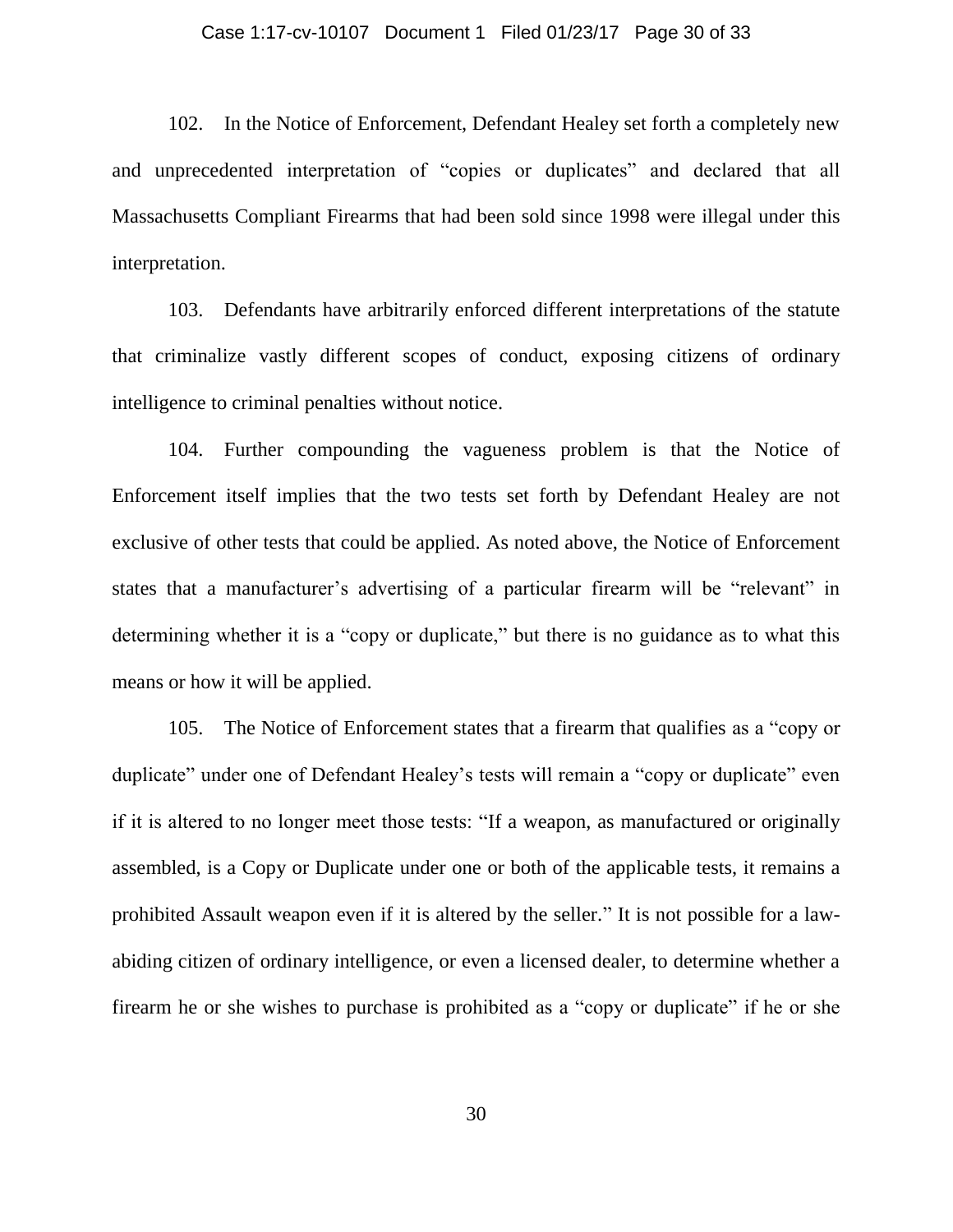102. In the Notice of Enforcement, Defendant Healey set forth a completely new and unprecedented interpretation of "copies or duplicates" and declared that all Massachusetts Compliant Firearms that had been sold since 1998 were illegal under this interpretation.

103. Defendants have arbitrarily enforced different interpretations of the statute that criminalize vastly different scopes of conduct, exposing citizens of ordinary intelligence to criminal penalties without notice.

104. Further compounding the vagueness problem is that the Notice of Enforcement itself implies that the two tests set forth by Defendant Healey are not exclusive of other tests that could be applied. As noted above, the Notice of Enforcement states that a manufacturer's advertising of a particular firearm will be "relevant" in determining whether it is a "copy or duplicate," but there is no guidance as to what this means or how it will be applied.

105. The Notice of Enforcement states that a firearm that qualifies as a "copy or duplicate" under one of Defendant Healey's tests will remain a "copy or duplicate" even if it is altered to no longer meet those tests: "If a weapon, as manufactured or originally assembled, is a Copy or Duplicate under one or both of the applicable tests, it remains a prohibited Assault weapon even if it is altered by the seller." It is not possible for a law-abiding citizen of ordinary intelligence, or even a licensed dealer, to determine whether a firearm he or she wishes to purchase is prohibited as a "copy or duplicate" if he or she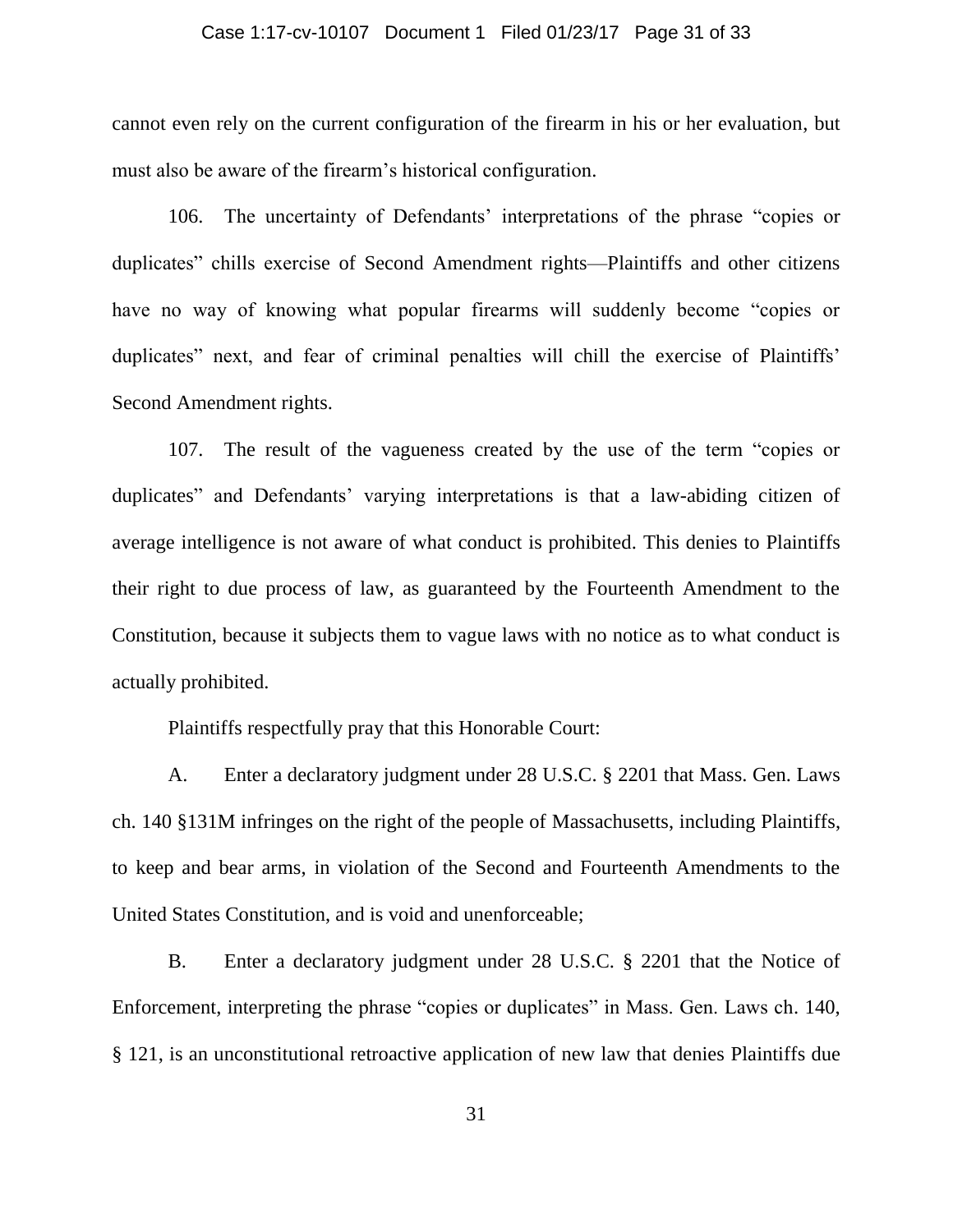cannot even rely on the current configuration of the firearm in his or her evaluation, but must also be aware of the firearm's historical configuration.

106. The uncertainty of Defendants' interpretations of the phrase "copies or duplicates" chills exercise of Second Amendment rights—Plaintiffs and other citizens have no way of knowing what popular firearms will suddenly become "copies or duplicates" next, and fear of criminal penalties will chill the exercise of Plaintiffs' Second Amendment rights.

107. The result of the vagueness created by the use of the term "copies or duplicates" and Defendants' varying interpretations is that a law-abiding citizen of average intelligence is not aware of what conduct is prohibited. This denies to Plaintiffs their right to due process of law, as guaranteed by the Fourteenth Amendment to the Constitution, because it subjects them to vague laws with no notice as to what conduct is actually prohibited.

Plaintiffs respectfully pray that this Honorable Court:

A. Enter a declaratory judgment under 28 U.S.C. § 2201 that Mass. Gen. Laws ch. 140 §131M infringes on the right of the people of Massachusetts, including Plaintiffs, to keep and bear arms, in violation of the Second and Fourteenth Amendments to the United States Constitution, and is void and unenforceable;

B. Enter a declaratory judgment under 28 U.S.C. § 2201 that the Notice of Enforcement, interpreting the phrase "copies or duplicates" in Mass. Gen. Laws ch. 140, § 121, is an unconstitutional retroactive application of new law that denies Plaintiffs due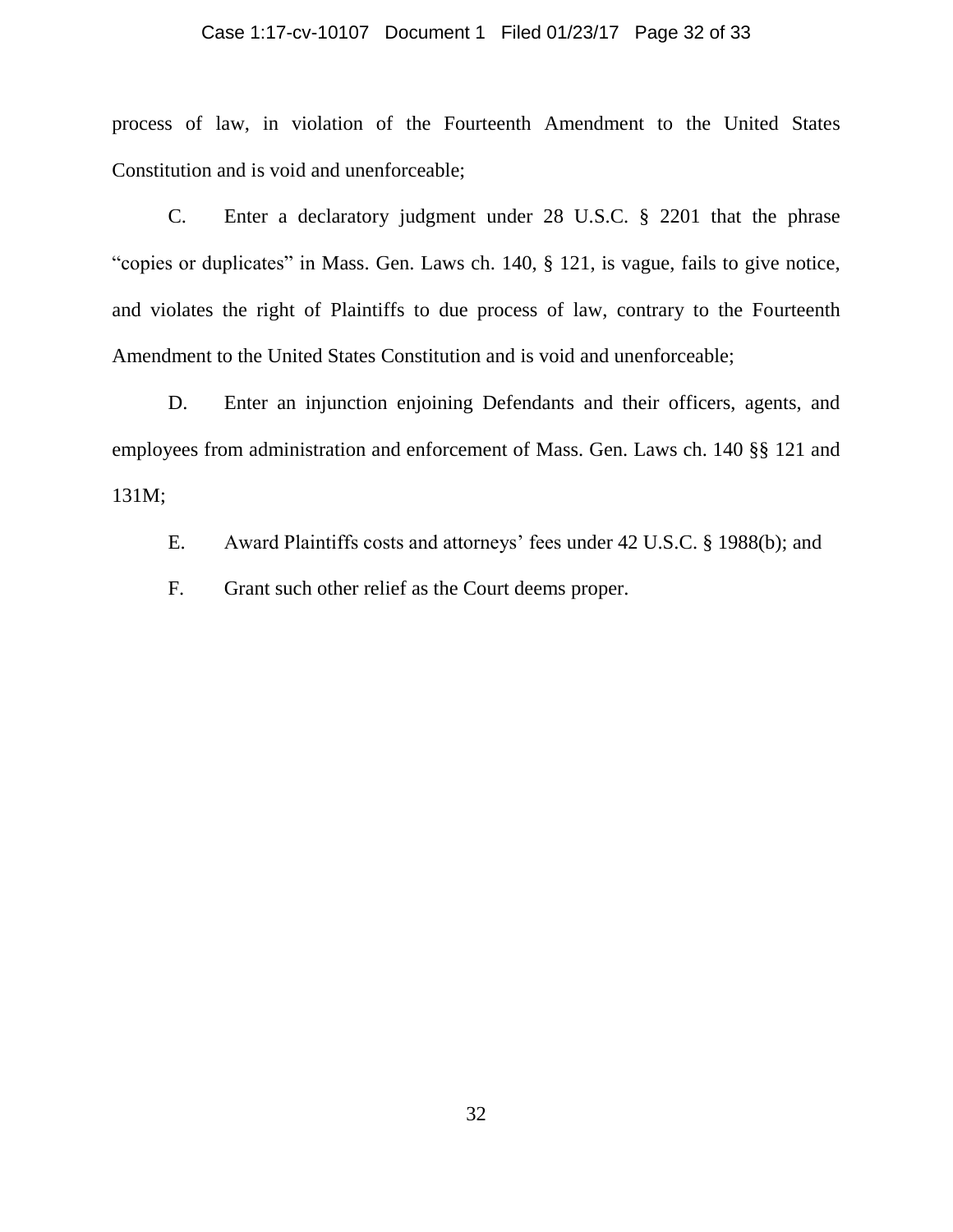process of law, in violation of the Fourteenth Amendment to the United States Constitution and is void and unenforceable;

C. Enter a declaratory judgment under 28 U.S.C. § 2201 that the phrase "copies or duplicates" in Mass. Gen. Laws ch. 140, § 121, is vague, fails to give notice, and violates the right of Plaintiffs to due process of law, contrary to the Fourteenth Amendment to the United States Constitution and is void and unenforceable;

D. Enter an injunction enjoining Defendants and their officers, agents, and employees from administration and enforcement of Mass. Gen. Laws ch. 140 §§ 121 and 131M;

E. Award Plaintiffs costs and attorneys' fees under 42 U.S.C. § 1988(b); and

F. Grant such other relief as the Court deems proper.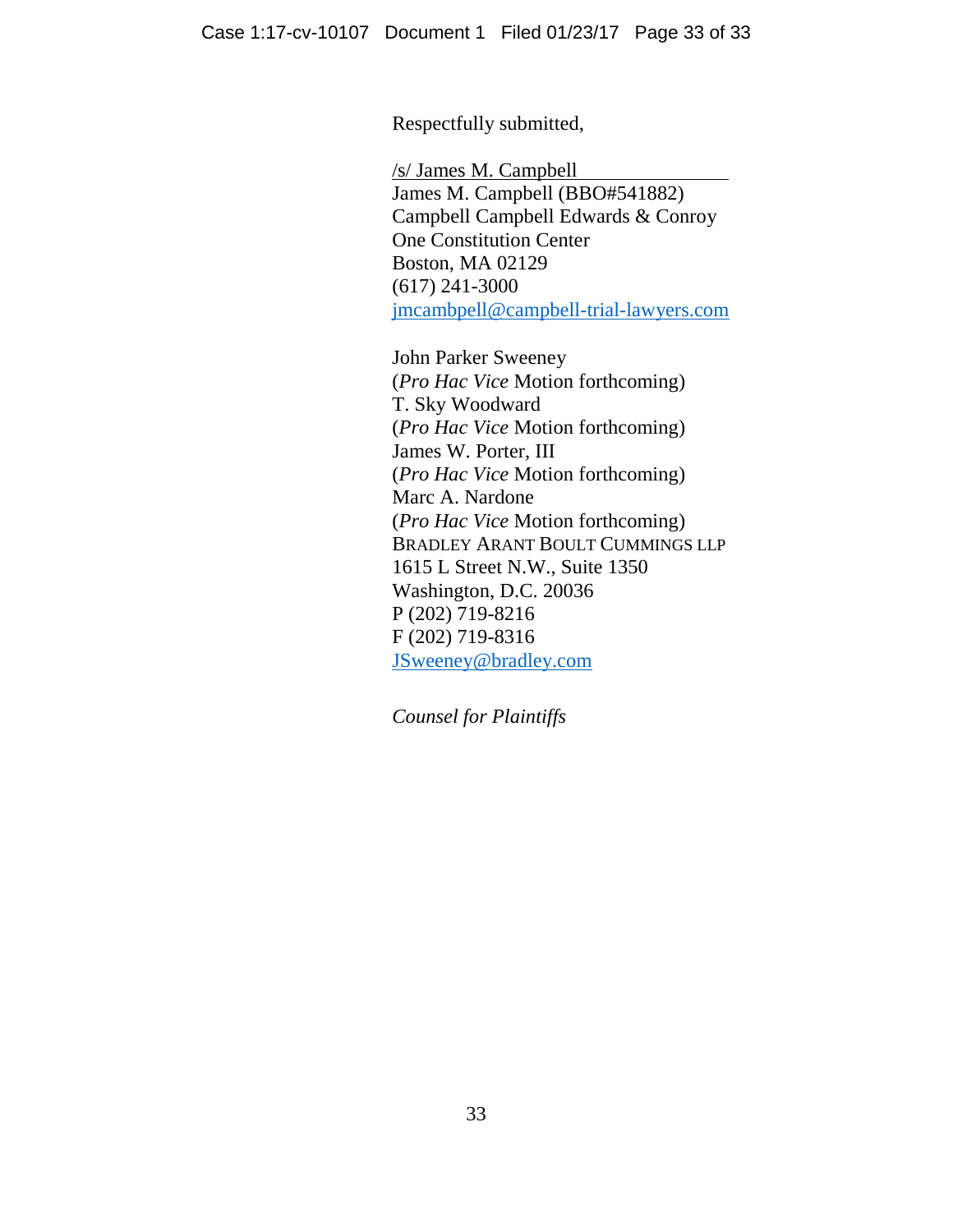Respectfully submitted,

/s/ James M. Campbell
James M. Campbell (BBO#541882)
Campbell Campbell Edwards & Conroy
One Constitution Center
Boston, MA 02129
(617) 241-3000
jmcambpell@campbell-trial-lawyers.com

John Parker Sweeney
(*Pro Hac Vice* Motion forthcoming)
T. Sky Woodward
(*Pro Hac Vice* Motion forthcoming)
James W. Porter, III
(*Pro Hac Vice* Motion forthcoming)
Marc A. Nardone
(*Pro Hac Vice* Motion forthcoming)
BRADLEY ARANT BOULT CUMMINGS LLP
1615 L Street N.W., Suite 1350
Washington, D.C. 20036
P (202) 719-8216
F (202) 719-8316
JSweeney@bradley.com

*Counsel for Plaintiffs*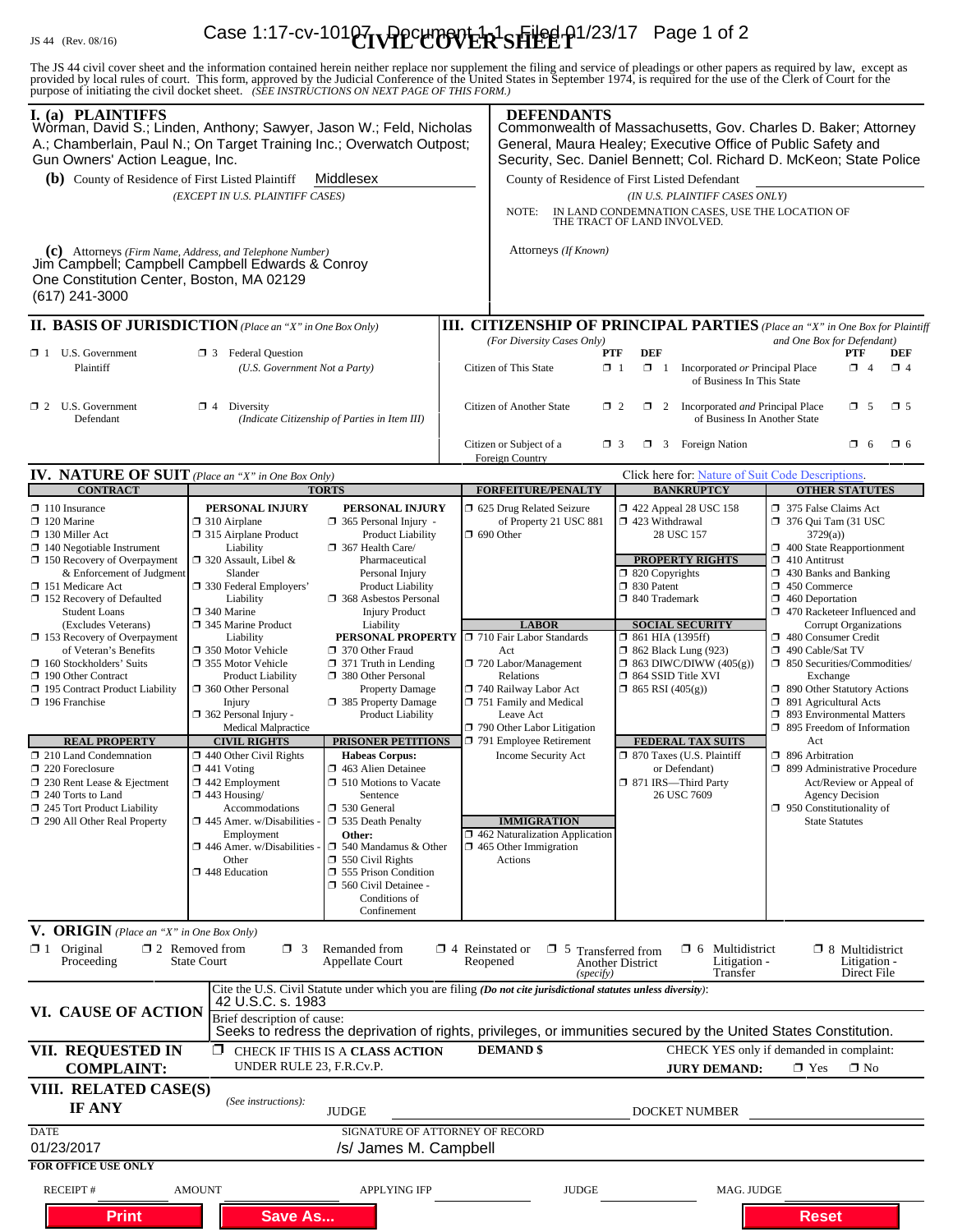JS 44 (Rev. 08/16)

# CIVIL COVER SHEET

The JS 44 civil cover sheet and the information contained herein neither replace nor supplement the filing and service of pleadings or other papers as required by law, except as provided by local rules of court. This form, approved by the Judicial Conference of the United States in September 1974, is required for the use of the Clerk of Court for the purpose of initiating the civil docket sheet. *(SEE INSTRUCTIONS ON NEXT PAGE OF THIS FORM.)*

## I. (a) PLAINTIFFS

Worman, David S.; Linden, Anthony; Sawyer, Jason W.; Feld, Nicholas A.; Chamberlain, Paul N.; On Target Training Inc.; Overwatch Outpost; Gun Owners' Action League, Inc.

**(b)** County of Residence of First Listed Plaintiff: Middlesex
*(EXCEPT IN U.S. PLAINTIFF CASES)*

**(c)** Attorneys *(Firm Name, Address, and Telephone Number)*
Jim Campbell; Campbell Campbell Edwards & Conroy
One Constitution Center, Boston, MA 02129
(617) 241-3000

## DEFENDANTS

Commonwealth of Massachusetts, Gov. Charles D. Baker; Attorney General, Maura Healey; Executive Office of Public Safety and Security, Sec. Daniel Bennett; Col. Richard D. McKeon; State Police

County of Residence of First Listed Defendant
*(IN U.S. PLAINTIFF CASES ONLY)*

NOTE: IN LAND CONDEMNATION CASES, USE THE LOCATION OF THE TRACT OF LAND INVOLVED.

Attorneys *(If Known)*

## II. BASIS OF JURISDICTION *(Place an "X" in One Box Only)*

- ☐ 1 U.S. Government Plaintiff
- ☐ 3 Federal Question *(U.S. Government Not a Party)*
- ☐ 2 U.S. Government Defendant
- ☐ 4 Diversity *(Indicate Citizenship of Parties in Item III)*

## III. CITIZENSHIP OF PRINCIPAL PARTIES *(Place an "X" in One Box for Plaintiff and One Box for Defendant)*

*(For Diversity Cases Only)*

| | PTF | DEF | | PTF | DEF |
|---|---|---|---|---|---|
| Citizen of This State | ☐ 1 | ☐ 1 | Incorporated *or* Principal Place of Business In This State | ☐ 4 | ☐ 4 |
| Citizen of Another State | ☐ 2 | ☐ 2 | Incorporated *and* Principal Place of Business In Another State | ☐ 5 | ☐ 5 |
| Citizen or Subject of a Foreign Country | ☐ 3 | ☐ 3 | Foreign Nation | ☐ 6 | ☐ 6 |

## IV. NATURE OF SUIT *(Place an "X" in One Box Only)*

Click here for: Nature of Suit Code Descriptions.

**CONTRACT**
- ☐ 110 Insurance
- ☐ 120 Marine
- ☐ 130 Miller Act
- ☐ 140 Negotiable Instrument
- ☐ 150 Recovery of Overpayment & Enforcement of Judgment
- ☐ 151 Medicare Act
- ☐ 152 Recovery of Defaulted Student Loans (Excludes Veterans)
- ☐ 153 Recovery of Overpayment of Veteran's Benefits
- ☐ 160 Stockholders' Suits
- ☐ 190 Other Contract
- ☐ 195 Contract Product Liability
- ☐ 196 Franchise

**REAL PROPERTY**
- ☐ 210 Land Condemnation
- ☐ 220 Foreclosure
- ☐ 230 Rent Lease & Ejectment
- ☐ 240 Torts to Land
- ☐ 245 Tort Product Liability
- ☐ 290 All Other Real Property

**TORTS**

PERSONAL INJURY
- ☐ 310 Airplane
- ☐ 315 Airplane Product Liability
- ☐ 320 Assault, Libel & Slander
- ☐ 330 Federal Employers' Liability
- ☐ 340 Marine
- ☐ 345 Marine Product Liability
- ☐ 350 Motor Vehicle
- ☐ 355 Motor Vehicle Product Liability
- ☐ 360 Other Personal Injury
- ☐ 362 Personal Injury - Medical Malpractice

PERSONAL INJURY
- ☐ 365 Personal Injury - Product Liability
- ☐ 367 Health Care/ Pharmaceutical Personal Injury Product Liability
- ☐ 368 Asbestos Personal Injury Product Liability

PERSONAL PROPERTY
- ☐ 370 Other Fraud
- ☐ 371 Truth in Lending
- ☐ 380 Other Personal Property Damage
- ☐ 385 Property Damage Product Liability

**CIVIL RIGHTS**
- ☐ 440 Other Civil Rights
- ☐ 441 Voting
- ☐ 442 Employment
- ☐ 443 Housing/ Accommodations
- ☐ 445 Amer. w/Disabilities - Employment
- ☐ 446 Amer. w/Disabilities - Other
- ☐ 448 Education

**PRISONER PETITIONS**

Habeas Corpus:
- ☐ 463 Alien Detainee
- ☐ 510 Motions to Vacate Sentence
- ☐ 530 General
- ☐ 535 Death Penalty

Other:
- ☐ 540 Mandamus & Other
- ☐ 550 Civil Rights
- ☐ 555 Prison Condition
- ☐ 560 Civil Detainee - Conditions of Confinement

**FORFEITURE/PENALTY**
- ☐ 625 Drug Related Seizure of Property 21 USC 881
- ☐ 690 Other

**LABOR**
- ☐ 710 Fair Labor Standards Act
- ☐ 720 Labor/Management Relations
- ☐ 740 Railway Labor Act
- ☐ 751 Family and Medical Leave Act
- ☐ 790 Other Labor Litigation
- ☐ 791 Employee Retirement Income Security Act

**IMMIGRATION**
- ☐ 462 Naturalization Application
- ☐ 465 Other Immigration Actions

**BANKRUPTCY**
- ☐ 422 Appeal 28 USC 158
- ☐ 423 Withdrawal 28 USC 157

**PROPERTY RIGHTS**
- ☐ 820 Copyrights
- ☐ 830 Patent
- ☐ 840 Trademark

**SOCIAL SECURITY**
- ☐ 861 HIA (1395ff)
- ☐ 862 Black Lung (923)
- ☐ 863 DIWC/DIWW (405(g))
- ☐ 864 SSID Title XVI
- ☐ 865 RSI (405(g))

**FEDERAL TAX SUITS**
- ☐ 870 Taxes (U.S. Plaintiff or Defendant)
- ☐ 871 IRS—Third Party 26 USC 7609

**OTHER STATUTES**
- ☐ 375 False Claims Act
- ☐ 376 Qui Tam (31 USC 3729(a))
- ☐ 400 State Reapportionment
- ☐ 410 Antitrust
- ☐ 430 Banks and Banking
- ☐ 450 Commerce
- ☐ 460 Deportation
- ☐ 470 Racketeer Influenced and Corrupt Organizations
- ☐ 480 Consumer Credit
- ☐ 490 Cable/Sat TV
- ☐ 850 Securities/Commodities/ Exchange
- ☐ 890 Other Statutory Actions
- ☐ 891 Agricultural Acts
- ☐ 893 Environmental Matters
- ☐ 895 Freedom of Information Act
- ☐ 896 Arbitration
- ☐ 899 Administrative Procedure Act/Review or Appeal of Agency Decision
- ☐ 950 Constitutionality of State Statutes

## V. ORIGIN *(Place an "X" in One Box Only)*

- ☐ 1 Original Proceeding
- ☐ 2 Removed from State Court
- ☐ 3 Remanded from Appellate Court
- ☐ 4 Reinstated or Reopened
- ☐ 5 Transferred from Another District *(specify)*
- ☐ 6 Multidistrict Litigation - Transfer
- ☐ 8 Multidistrict Litigation - Direct File

## VI. CAUSE OF ACTION

Cite the U.S. Civil Statute under which you are filing *(Do not cite jurisdictional statutes unless diversity)*:
42 U.S.C. s. 1983

Brief description of cause:
Seeks to redress the deprivation of rights, privileges, or immunities secured by the United States Constitution.

## VII. REQUESTED IN COMPLAINT:

☐ CHECK IF THIS IS A **CLASS ACTION** UNDER RULE 23, F.R.Cv.P.

**DEMAND $**

CHECK YES only if demanded in complaint:
**JURY DEMAND:** ☐ Yes ☐ No

## VIII. RELATED CASE(S) IF ANY

*(See instructions):* JUDGE DOCKET NUMBER

DATE: 01/23/2017

SIGNATURE OF ATTORNEY OF RECORD: /s/ James M. Campbell

**FOR OFFICE USE ONLY**

RECEIPT # AMOUNT APPLYING IFP JUDGE MAG. JUDGE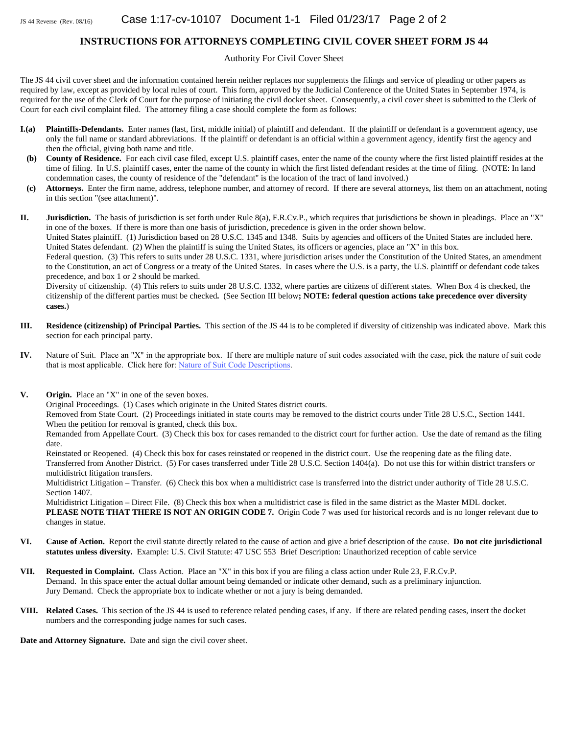# INSTRUCTIONS FOR ATTORNEYS COMPLETING CIVIL COVER SHEET FORM JS 44

Authority For Civil Cover Sheet

The JS 44 civil cover sheet and the information contained herein neither replaces nor supplements the filings and service of pleading or other papers as required by law, except as provided by local rules of court. This form, approved by the Judicial Conference of the United States in September 1974, is required for the use of the Clerk of Court for the purpose of initiating the civil docket sheet. Consequently, a civil cover sheet is submitted to the Clerk of Court for each civil complaint filed. The attorney filing a case should complete the form as follows:

**I.(a)** **Plaintiffs-Defendants.** Enter names (last, first, middle initial) of plaintiff and defendant. If the plaintiff or defendant is a government agency, use only the full name or standard abbreviations. If the plaintiff or defendant is an official within a government agency, identify first the agency and then the official, giving both name and title.

**(b)** **County of Residence.** For each civil case filed, except U.S. plaintiff cases, enter the name of the county where the first listed plaintiff resides at the time of filing. In U.S. plaintiff cases, enter the name of the county in which the first listed defendant resides at the time of filing. (NOTE: In land condemnation cases, the county of residence of the "defendant" is the location of the tract of land involved.)

**(c)** **Attorneys.** Enter the firm name, address, telephone number, and attorney of record. If there are several attorneys, list them on an attachment, noting in this section "(see attachment)".

**II.** **Jurisdiction.** The basis of jurisdiction is set forth under Rule 8(a), F.R.Cv.P., which requires that jurisdictions be shown in pleadings. Place an "X" in one of the boxes. If there is more than one basis of jurisdiction, precedence is given in the order shown below.
United States plaintiff. (1) Jurisdiction based on 28 U.S.C. 1345 and 1348. Suits by agencies and officers of the United States are included here.
United States defendant. (2) When the plaintiff is suing the United States, its officers or agencies, place an "X" in this box.
Federal question. (3) This refers to suits under 28 U.S.C. 1331, where jurisdiction arises under the Constitution of the United States, an amendment to the Constitution, an act of Congress or a treaty of the United States. In cases where the U.S. is a party, the U.S. plaintiff or defendant code takes precedence, and box 1 or 2 should be marked.
Diversity of citizenship. (4) This refers to suits under 28 U.S.C. 1332, where parties are citizens of different states. When Box 4 is checked, the citizenship of the different parties must be checked**.** (See Section III below**; NOTE: federal question actions take precedence over diversity cases.**)

**III.** **Residence (citizenship) of Principal Parties.** This section of the JS 44 is to be completed if diversity of citizenship was indicated above. Mark this section for each principal party.

**IV.** Nature of Suit. Place an "X" in the appropriate box. If there are multiple nature of suit codes associated with the case, pick the nature of suit code that is most applicable. Click here for: Nature of Suit Code Descriptions.

**V.** **Origin.** Place an "X" in one of the seven boxes.
Original Proceedings. (1) Cases which originate in the United States district courts.
Removed from State Court. (2) Proceedings initiated in state courts may be removed to the district courts under Title 28 U.S.C., Section 1441. When the petition for removal is granted, check this box.
Remanded from Appellate Court. (3) Check this box for cases remanded to the district court for further action. Use the date of remand as the filing date.
Reinstated or Reopened. (4) Check this box for cases reinstated or reopened in the district court. Use the reopening date as the filing date.
Transferred from Another District. (5) For cases transferred under Title 28 U.S.C. Section 1404(a). Do not use this for within district transfers or multidistrict litigation transfers.
Multidistrict Litigation – Transfer. (6) Check this box when a multidistrict case is transferred into the district under authority of Title 28 U.S.C. Section 1407.
Multidistrict Litigation – Direct File. (8) Check this box when a multidistrict case is filed in the same district as the Master MDL docket.
**PLEASE NOTE THAT THERE IS NOT AN ORIGIN CODE 7.** Origin Code 7 was used for historical records and is no longer relevant due to changes in statue.

**VI.** **Cause of Action.** Report the civil statute directly related to the cause of action and give a brief description of the cause. **Do not cite jurisdictional statutes unless diversity.** Example: U.S. Civil Statute: 47 USC 553 Brief Description: Unauthorized reception of cable service

**VII.** **Requested in Complaint.** Class Action. Place an "X" in this box if you are filing a class action under Rule 23, F.R.Cv.P.
Demand. In this space enter the actual dollar amount being demanded or indicate other demand, such as a preliminary injunction.
Jury Demand. Check the appropriate box to indicate whether or not a jury is being demanded.

**VIII.** **Related Cases.** This section of the JS 44 is used to reference related pending cases, if any. If there are related pending cases, insert the docket numbers and the corresponding judge names for such cases.

**Date and Attorney Signature.** Date and sign the civil cover sheet.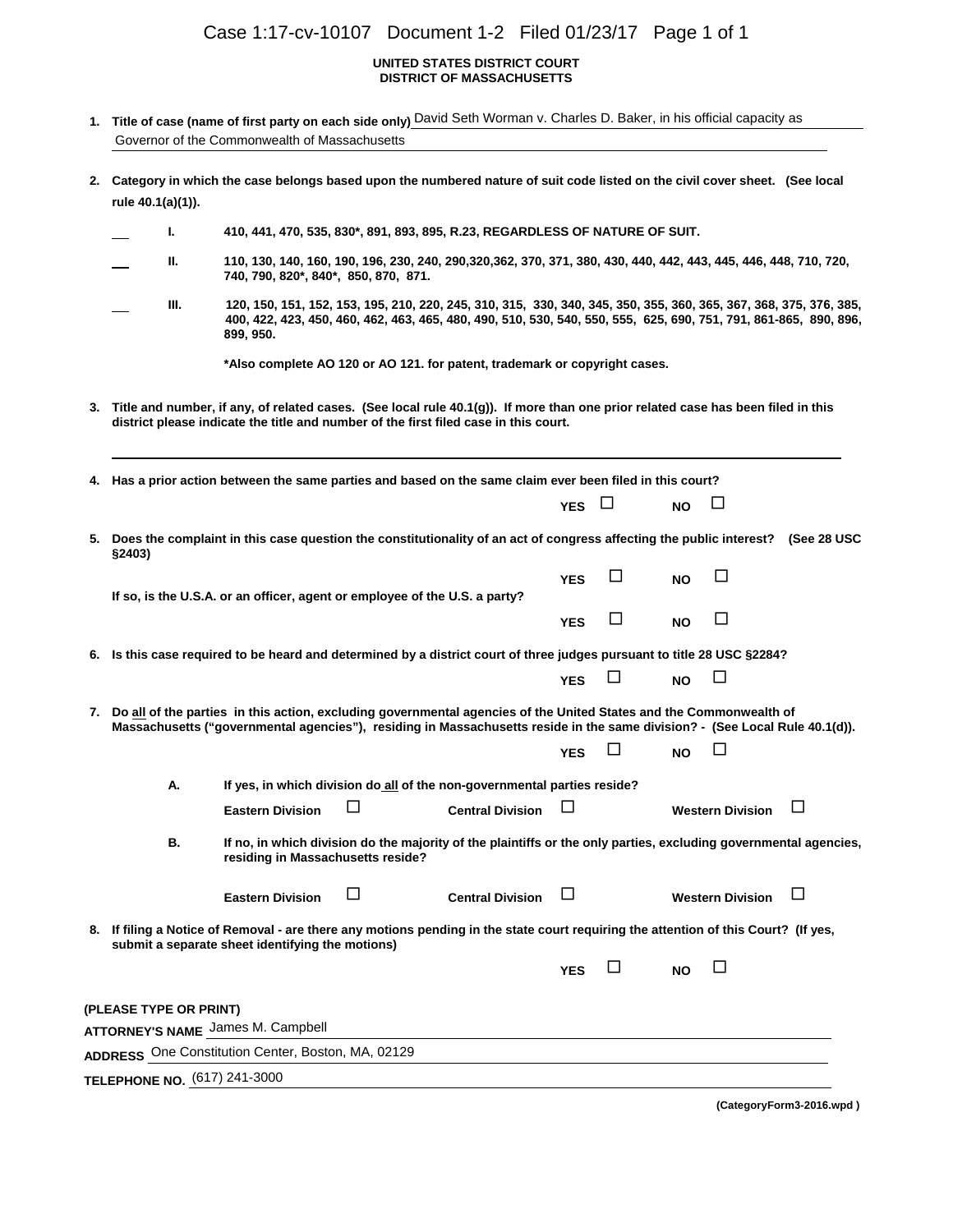**UNITED STATES DISTRICT COURT**
**DISTRICT OF MASSACHUSETTS**

1. **Title of case (name of first party on each side only)** David Seth Worman v. Charles D. Baker, in his official capacity as Governor of the Commonwealth of Massachusetts

2. **Category in which the case belongs based upon the numbered nature of suit code listed on the civil cover sheet. (See local rule 40.1(a)(1)).**

   ___ **I.** **410, 441, 470, 535, 830\*, 891, 893, 895, R.23, REGARDLESS OF NATURE OF SUIT.**

   ___ **II.** **110, 130, 140, 160, 190, 196, 230, 240, 290,320,362, 370, 371, 380, 430, 440, 442, 443, 445, 446, 448, 710, 720, 740, 790, 820\*, 840\*, 850, 870, 871.**

   ___ **III.** **120, 150, 151, 152, 153, 195, 210, 220, 245, 310, 315, 330, 340, 345, 350, 355, 360, 365, 367, 368, 375, 376, 385, 400, 422, 423, 450, 460, 462, 463, 465, 480, 490, 510, 530, 540, 550, 555, 625, 690, 751, 791, 861-865, 890, 896, 899, 950.**

   **\*Also complete AO 120 or AO 121. for patent, trademark or copyright cases.**

3. **Title and number, if any, of related cases. (See local rule 40.1(g)). If more than one prior related case has been filed in this district please indicate the title and number of the first filed case in this court.**

   ______________________________

4. **Has a prior action between the same parties and based on the same claim ever been filed in this court?**

   **YES** ☐ **NO** ☐

5. **Does the complaint in this case question the constitutionality of an act of congress affecting the public interest? (See 28 USC §2403)**

   **YES** ☐ **NO** ☐

   **If so, is the U.S.A. or an officer, agent or employee of the U.S. a party?**

   **YES** ☐ **NO** ☐

6. **Is this case required to be heard and determined by a district court of three judges pursuant to title 28 USC §2284?**

   **YES** ☐ **NO** ☐

7. **Do all of the parties in this action, excluding governmental agencies of the United States and the Commonwealth of Massachusetts ("governmental agencies"), residing in Massachusetts reside in the same division? - (See Local Rule 40.1(d)).**

   **YES** ☐ **NO** ☐

   **A.** **If yes, in which division do all of the non-governmental parties reside?**

   **Eastern Division** ☐ **Central Division** ☐ **Western Division** ☐

   **B.** **If no, in which division do the majority of the plaintiffs or the only parties, excluding governmental agencies, residing in Massachusetts reside?**

   **Eastern Division** ☐ **Central Division** ☐ **Western Division** ☐

8. **If filing a Notice of Removal - are there any motions pending in the state court requiring the attention of this Court? (If yes, submit a separate sheet identifying the motions)**

   **YES** ☐ **NO** ☐

**(PLEASE TYPE OR PRINT)**

**ATTORNEY'S NAME** James M. Campbell

**ADDRESS** One Constitution Center, Boston, MA, 02129

**TELEPHONE NO.** (617) 241-3000

**(CategoryForm3-2016.wpd )**